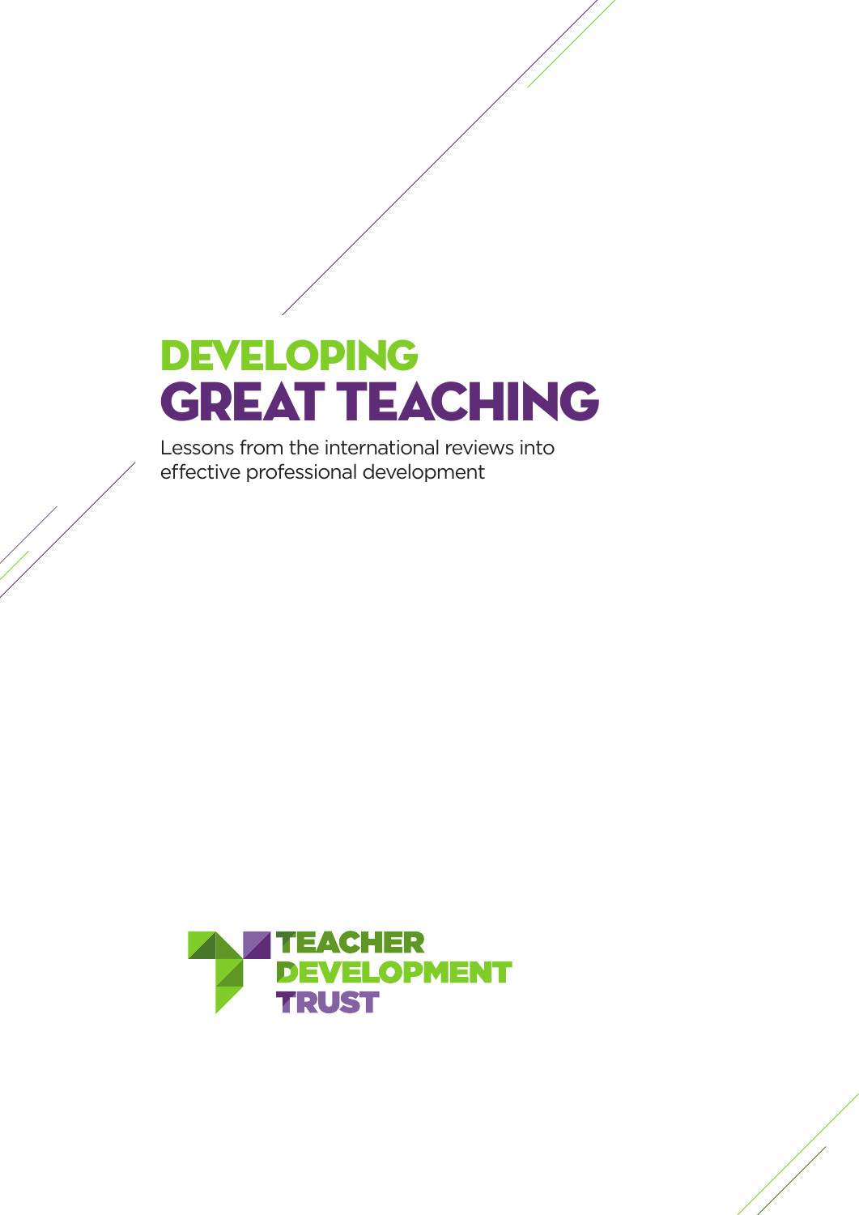# DEVELOPING GREAT TEACHING

Lessons from the international reviews into effective professional development

TEACHER DEVELOPMENT TRUST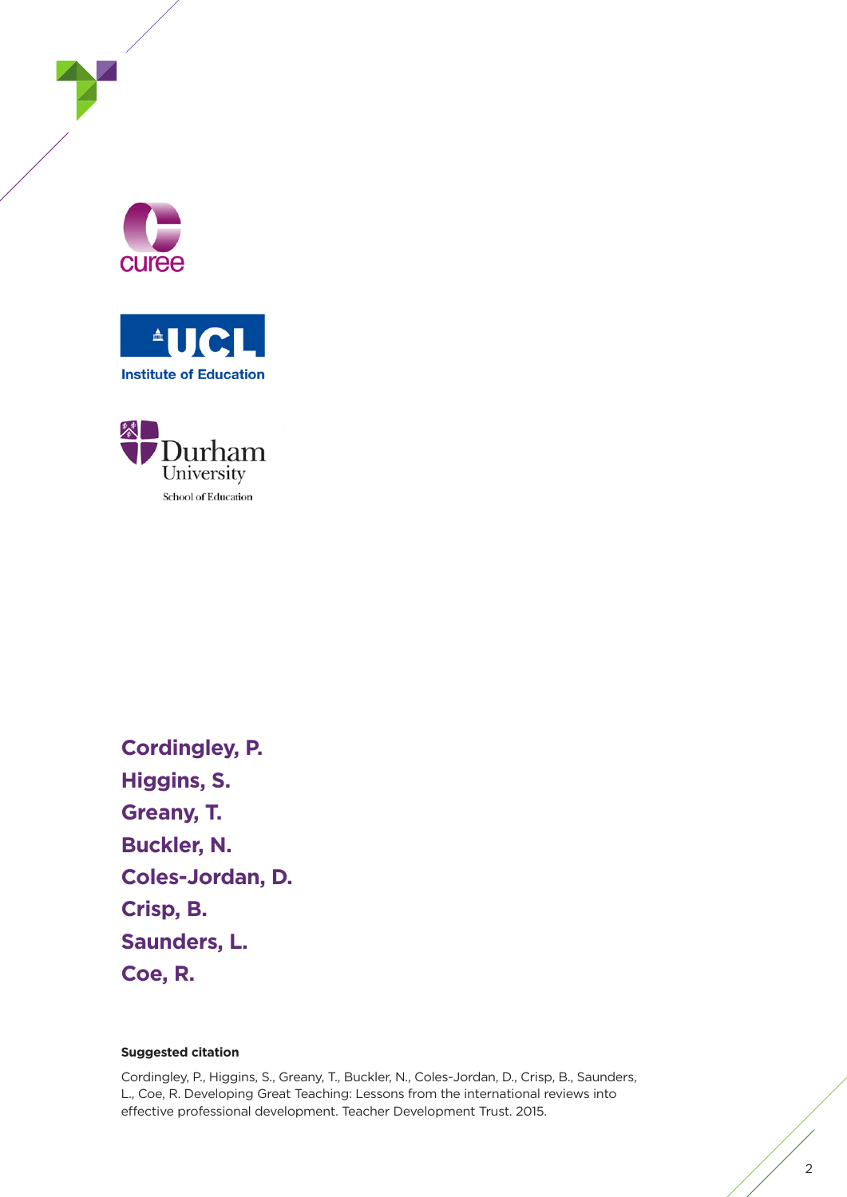curee

UCL Institute of Education

Durham University School of Education

**Cordingley, P.**
**Higgins, S.**
**Greany, T.**
**Buckler, N.**
**Coles-Jordan, D.**
**Crisp, B.**
**Saunders, L.**
**Coe, R.**

**Suggested citation**

Cordingley, P., Higgins, S., Greany, T., Buckler, N., Coles-Jordan, D., Crisp, B., Saunders, L., Coe, R. Developing Great Teaching: Lessons from the international reviews into effective professional development. Teacher Development Trust. 2015.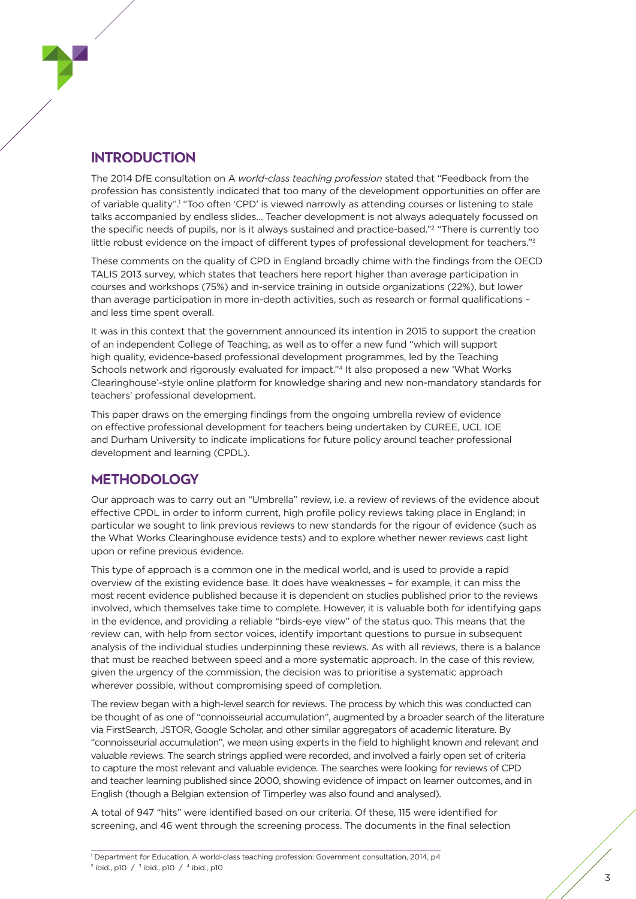## INTRODUCTION

The 2014 DfE consultation on A *world-class teaching profession* stated that "Feedback from the profession has consistently indicated that too many of the development opportunities on offer are of variable quality".[1] "Too often 'CPD' is viewed narrowly as attending courses or listening to stale talks accompanied by endless slides… Teacher development is not always adequately focussed on the specific needs of pupils, nor is it always sustained and practice-based."[2] "There is currently too little robust evidence on the impact of different types of professional development for teachers."[3]

These comments on the quality of CPD in England broadly chime with the findings from the OECD TALIS 2013 survey, which states that teachers here report higher than average participation in courses and workshops (75%) and in-service training in outside organizations (22%), but lower than average participation in more in-depth activities, such as research or formal qualifications – and less time spent overall.

It was in this context that the government announced its intention in 2015 to support the creation of an independent College of Teaching, as well as to offer a new fund "which will support high quality, evidence-based professional development programmes, led by the Teaching Schools network and rigorously evaluated for impact."[4] It also proposed a new 'What Works Clearinghouse'-style online platform for knowledge sharing and new non-mandatory standards for teachers' professional development.

This paper draws on the emerging findings from the ongoing umbrella review of evidence on effective professional development for teachers being undertaken by CUREE, UCL IOE and Durham University to indicate implications for future policy around teacher professional development and learning (CPDL).

## METHODOLOGY

Our approach was to carry out an "Umbrella" review, i.e. a review of reviews of the evidence about effective CPDL in order to inform current, high profile policy reviews taking place in England; in particular we sought to link previous reviews to new standards for the rigour of evidence (such as the What Works Clearinghouse evidence tests) and to explore whether newer reviews cast light upon or refine previous evidence.

This type of approach is a common one in the medical world, and is used to provide a rapid overview of the existing evidence base. It does have weaknesses – for example, it can miss the most recent evidence published because it is dependent on studies published prior to the reviews involved, which themselves take time to complete. However, it is valuable both for identifying gaps in the evidence, and providing a reliable "birds-eye view" of the status quo. This means that the review can, with help from sector voices, identify important questions to pursue in subsequent analysis of the individual studies underpinning these reviews. As with all reviews, there is a balance that must be reached between speed and a more systematic approach. In the case of this review, given the urgency of the commission, the decision was to prioritise a systematic approach wherever possible, without compromising speed of completion.

The review began with a high-level search for reviews. The process by which this was conducted can be thought of as one of "connoisseurial accumulation", augmented by a broader search of the literature via FirstSearch, JSTOR, Google Scholar, and other similar aggregators of academic literature. By "connoisseurial accumulation", we mean using experts in the field to highlight known and relevant and valuable reviews. The search strings applied were recorded, and involved a fairly open set of criteria to capture the most relevant and valuable evidence. The searches were looking for reviews of CPD and teacher learning published since 2000, showing evidence of impact on learner outcomes, and in English (though a Belgian extension of Timperley was also found and analysed).

A total of 947 "hits" were identified based on our criteria. Of these, 115 were identified for screening, and 46 went through the screening process. The documents in the final selection

---

[1] Department for Education, A world-class teaching profession: Government consultation, 2014, p4
[2] ibid., p10 / [3] ibid., p10 / [4] ibid., p10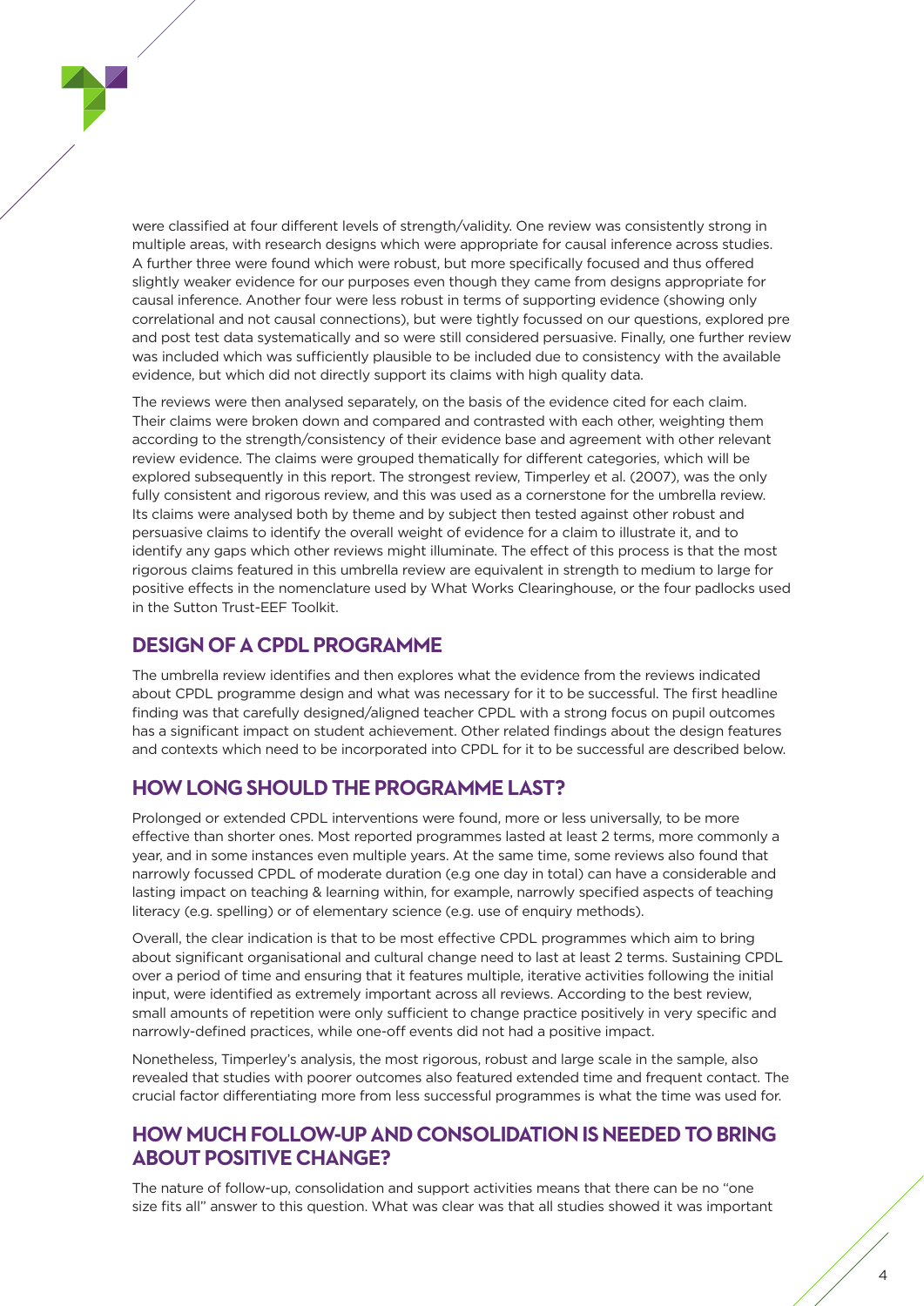were classified at four different levels of strength/validity. One review was consistently strong in multiple areas, with research designs which were appropriate for causal inference across studies. A further three were found which were robust, but more specifically focused and thus offered slightly weaker evidence for our purposes even though they came from designs appropriate for causal inference. Another four were less robust in terms of supporting evidence (showing only correlational and not causal connections), but were tightly focussed on our questions, explored pre and post test data systematically and so were still considered persuasive. Finally, one further review was included which was sufficiently plausible to be included due to consistency with the available evidence, but which did not directly support its claims with high quality data.

The reviews were then analysed separately, on the basis of the evidence cited for each claim. Their claims were broken down and compared and contrasted with each other, weighting them according to the strength/consistency of their evidence base and agreement with other relevant review evidence. The claims were grouped thematically for different categories, which will be explored subsequently in this report. The strongest review, Timperley et al. (2007), was the only fully consistent and rigorous review, and this was used as a cornerstone for the umbrella review. Its claims were analysed both by theme and by subject then tested against other robust and persuasive claims to identify the overall weight of evidence for a claim to illustrate it, and to identify any gaps which other reviews might illuminate. The effect of this process is that the most rigorous claims featured in this umbrella review are equivalent in strength to medium to large for positive effects in the nomenclature used by What Works Clearinghouse, or the four padlocks used in the Sutton Trust-EEF Toolkit.

## DESIGN OF A CPDL PROGRAMME

The umbrella review identifies and then explores what the evidence from the reviews indicated about CPDL programme design and what was necessary for it to be successful. The first headline finding was that carefully designed/aligned teacher CPDL with a strong focus on pupil outcomes has a significant impact on student achievement. Other related findings about the design features and contexts which need to be incorporated into CPDL for it to be successful are described below.

## HOW LONG SHOULD THE PROGRAMME LAST?

Prolonged or extended CPDL interventions were found, more or less universally, to be more effective than shorter ones. Most reported programmes lasted at least 2 terms, more commonly a year, and in some instances even multiple years. At the same time, some reviews also found that narrowly focussed CPDL of moderate duration (e.g one day in total) can have a considerable and lasting impact on teaching & learning within, for example, narrowly specified aspects of teaching literacy (e.g. spelling) or of elementary science (e.g. use of enquiry methods).

Overall, the clear indication is that to be most effective CPDL programmes which aim to bring about significant organisational and cultural change need to last at least 2 terms. Sustaining CPDL over a period of time and ensuring that it features multiple, iterative activities following the initial input, were identified as extremely important across all reviews. According to the best review, small amounts of repetition were only sufficient to change practice positively in very specific and narrowly-defined practices, while one-off events did not had a positive impact.

Nonetheless, Timperley's analysis, the most rigorous, robust and large scale in the sample, also revealed that studies with poorer outcomes also featured extended time and frequent contact. The crucial factor differentiating more from less successful programmes is what the time was used for.

## HOW MUCH FOLLOW-UP AND CONSOLIDATION IS NEEDED TO BRING ABOUT POSITIVE CHANGE?

The nature of follow-up, consolidation and support activities means that there can be no "one size fits all" answer to this question. What was clear was that all studies showed it was important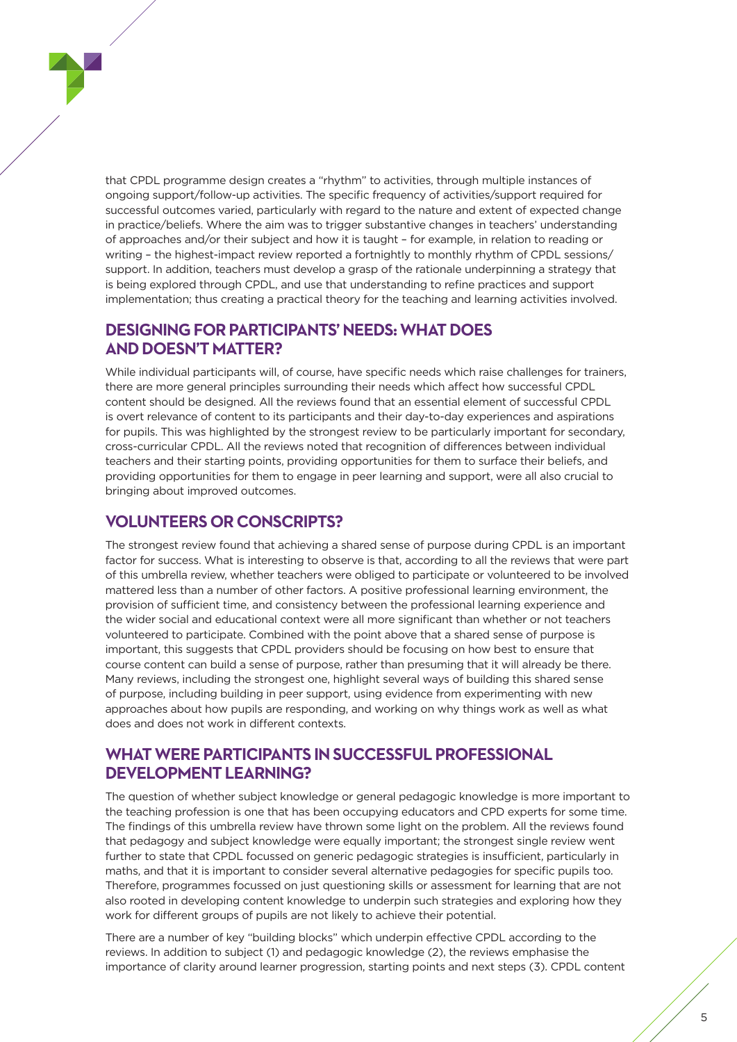that CPDL programme design creates a "rhythm" to activities, through multiple instances of ongoing support/follow-up activities. The specific frequency of activities/support required for successful outcomes varied, particularly with regard to the nature and extent of expected change in practice/beliefs. Where the aim was to trigger substantive changes in teachers' understanding of approaches and/or their subject and how it is taught – for example, in relation to reading or writing – the highest-impact review reported a fortnightly to monthly rhythm of CPDL sessions/support. In addition, teachers must develop a grasp of the rationale underpinning a strategy that is being explored through CPDL, and use that understanding to refine practices and support implementation; thus creating a practical theory for the teaching and learning activities involved.

## DESIGNING FOR PARTICIPANTS' NEEDS: WHAT DOES AND DOESN'T MATTER?

While individual participants will, of course, have specific needs which raise challenges for trainers, there are more general principles surrounding their needs which affect how successful CPDL content should be designed. All the reviews found that an essential element of successful CPDL is overt relevance of content to its participants and their day-to-day experiences and aspirations for pupils. This was highlighted by the strongest review to be particularly important for secondary, cross-curricular CPDL. All the reviews noted that recognition of differences between individual teachers and their starting points, providing opportunities for them to surface their beliefs, and providing opportunities for them to engage in peer learning and support, were all also crucial to bringing about improved outcomes.

## VOLUNTEERS OR CONSCRIPTS?

The strongest review found that achieving a shared sense of purpose during CPDL is an important factor for success. What is interesting to observe is that, according to all the reviews that were part of this umbrella review, whether teachers were obliged to participate or volunteered to be involved mattered less than a number of other factors. A positive professional learning environment, the provision of sufficient time, and consistency between the professional learning experience and the wider social and educational context were all more significant than whether or not teachers volunteered to participate. Combined with the point above that a shared sense of purpose is important, this suggests that CPDL providers should be focusing on how best to ensure that course content can build a sense of purpose, rather than presuming that it will already be there. Many reviews, including the strongest one, highlight several ways of building this shared sense of purpose, including building in peer support, using evidence from experimenting with new approaches about how pupils are responding, and working on why things work as well as what does and does not work in different contexts.

## WHAT WERE PARTICIPANTS IN SUCCESSFUL PROFESSIONAL DEVELOPMENT LEARNING?

The question of whether subject knowledge or general pedagogic knowledge is more important to the teaching profession is one that has been occupying educators and CPD experts for some time. The findings of this umbrella review have thrown some light on the problem. All the reviews found that pedagogy and subject knowledge were equally important; the strongest single review went further to state that CPDL focussed on generic pedagogic strategies is insufficient, particularly in maths, and that it is important to consider several alternative pedagogies for specific pupils too. Therefore, programmes focussed on just questioning skills or assessment for learning that are not also rooted in developing content knowledge to underpin such strategies and exploring how they work for different groups of pupils are not likely to achieve their potential.

There are a number of key "building blocks" which underpin effective CPDL according to the reviews. In addition to subject (1) and pedagogic knowledge (2), the reviews emphasise the importance of clarity around learner progression, starting points and next steps (3). CPDL content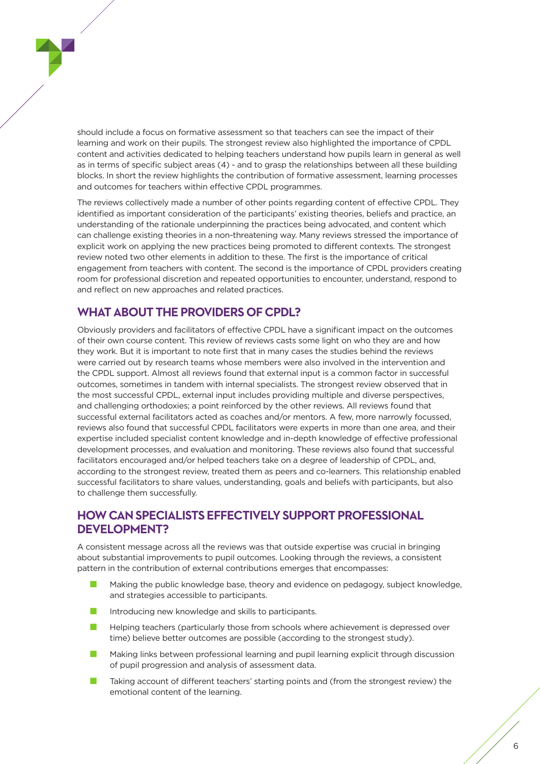should include a focus on formative assessment so that teachers can see the impact of their learning and work on their pupils. The strongest review also highlighted the importance of CPDL content and activities dedicated to helping teachers understand how pupils learn in general as well as in terms of specific subject areas (4) - and to grasp the relationships between all these building blocks. In short the review highlights the contribution of formative assessment, learning processes and outcomes for teachers within effective CPDL programmes.

The reviews collectively made a number of other points regarding content of effective CPDL. They identified as important consideration of the participants' existing theories, beliefs and practice, an understanding of the rationale underpinning the practices being advocated, and content which can challenge existing theories in a non-threatening way. Many reviews stressed the importance of explicit work on applying the new practices being promoted to different contexts. The strongest review noted two other elements in addition to these. The first is the importance of critical engagement from teachers with content. The second is the importance of CPDL providers creating room for professional discretion and repeated opportunities to encounter, understand, respond to and reflect on new approaches and related practices.

## WHAT ABOUT THE PROVIDERS OF CPDL?

Obviously providers and facilitators of effective CPDL have a significant impact on the outcomes of their own course content. This review of reviews casts some light on who they are and how they work. But it is important to note first that in many cases the studies behind the reviews were carried out by research teams whose members were also involved in the intervention and the CPDL support. Almost all reviews found that external input is a common factor in successful outcomes, sometimes in tandem with internal specialists. The strongest review observed that in the most successful CPDL, external input includes providing multiple and diverse perspectives, and challenging orthodoxies; a point reinforced by the other reviews. All reviews found that successful external facilitators acted as coaches and/or mentors. A few, more narrowly focussed, reviews also found that successful CPDL facilitators were experts in more than one area, and their expertise included specialist content knowledge and in-depth knowledge of effective professional development processes, and evaluation and monitoring. These reviews also found that successful facilitators encouraged and/or helped teachers take on a degree of leadership of CPDL, and, according to the strongest review, treated them as peers and co-learners. This relationship enabled successful facilitators to share values, understanding, goals and beliefs with participants, but also to challenge them successfully.

## HOW CAN SPECIALISTS EFFECTIVELY SUPPORT PROFESSIONAL DEVELOPMENT?

A consistent message across all the reviews was that outside expertise was crucial in bringing about substantial improvements to pupil outcomes. Looking through the reviews, a consistent pattern in the contribution of external contributions emerges that encompasses:

- Making the public knowledge base, theory and evidence on pedagogy, subject knowledge, and strategies accessible to participants.
- Introducing new knowledge and skills to participants.
- Helping teachers (particularly those from schools where achievement is depressed over time) believe better outcomes are possible (according to the strongest study).
- Making links between professional learning and pupil learning explicit through discussion of pupil progression and analysis of assessment data.
- Taking account of different teachers' starting points and (from the strongest review) the emotional content of the learning.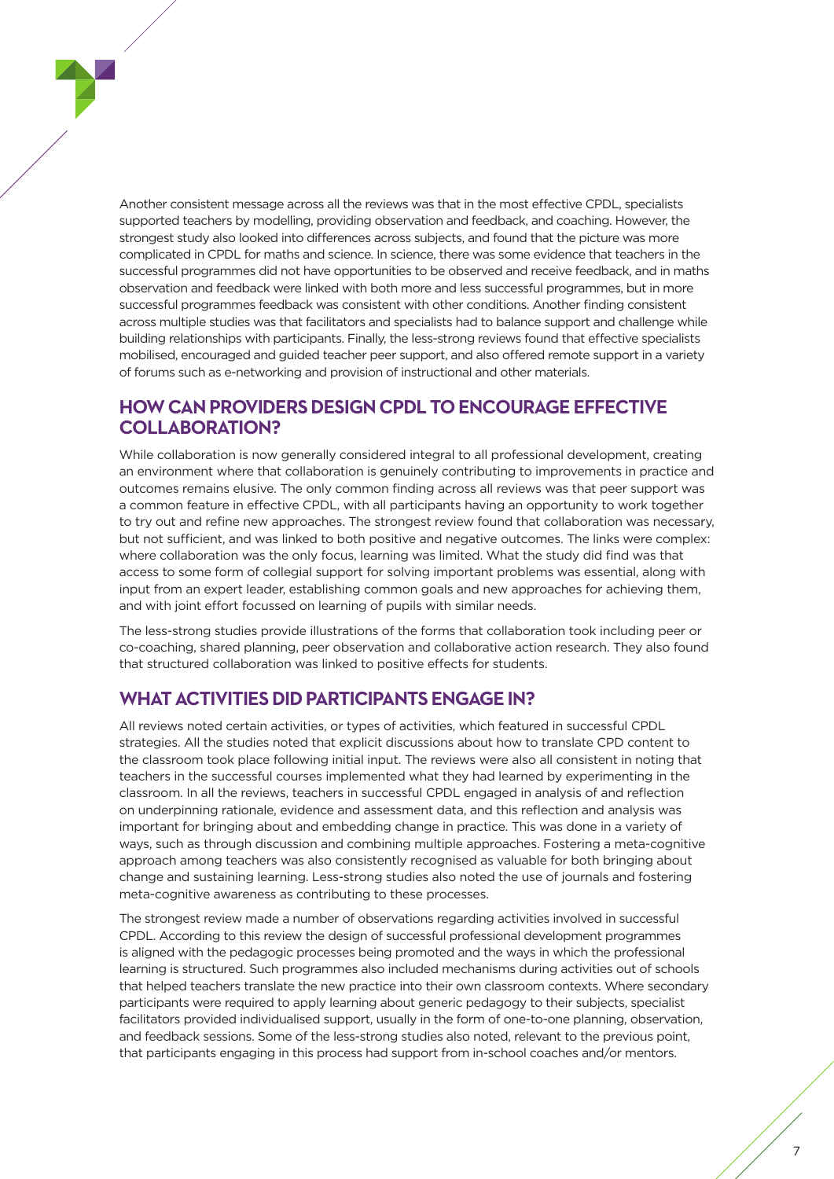Another consistent message across all the reviews was that in the most effective CPDL, specialists supported teachers by modelling, providing observation and feedback, and coaching. However, the strongest study also looked into differences across subjects, and found that the picture was more complicated in CPDL for maths and science. In science, there was some evidence that teachers in the successful programmes did not have opportunities to be observed and receive feedback, and in maths observation and feedback were linked with both more and less successful programmes, but in more successful programmes feedback was consistent with other conditions. Another finding consistent across multiple studies was that facilitators and specialists had to balance support and challenge while building relationships with participants. Finally, the less-strong reviews found that effective specialists mobilised, encouraged and guided teacher peer support, and also offered remote support in a variety of forums such as e-networking and provision of instructional and other materials.

## HOW CAN PROVIDERS DESIGN CPDL TO ENCOURAGE EFFECTIVE COLLABORATION?

While collaboration is now generally considered integral to all professional development, creating an environment where that collaboration is genuinely contributing to improvements in practice and outcomes remains elusive. The only common finding across all reviews was that peer support was a common feature in effective CPDL, with all participants having an opportunity to work together to try out and refine new approaches. The strongest review found that collaboration was necessary, but not sufficient, and was linked to both positive and negative outcomes. The links were complex: where collaboration was the only focus, learning was limited. What the study did find was that access to some form of collegial support for solving important problems was essential, along with input from an expert leader, establishing common goals and new approaches for achieving them, and with joint effort focussed on learning of pupils with similar needs.

The less-strong studies provide illustrations of the forms that collaboration took including peer or co-coaching, shared planning, peer observation and collaborative action research. They also found that structured collaboration was linked to positive effects for students.

## WHAT ACTIVITIES DID PARTICIPANTS ENGAGE IN?

All reviews noted certain activities, or types of activities, which featured in successful CPDL strategies. All the studies noted that explicit discussions about how to translate CPD content to the classroom took place following initial input. The reviews were also all consistent in noting that teachers in the successful courses implemented what they had learned by experimenting in the classroom. In all the reviews, teachers in successful CPDL engaged in analysis of and reflection on underpinning rationale, evidence and assessment data, and this reflection and analysis was important for bringing about and embedding change in practice. This was done in a variety of ways, such as through discussion and combining multiple approaches. Fostering a meta-cognitive approach among teachers was also consistently recognised as valuable for both bringing about change and sustaining learning. Less-strong studies also noted the use of journals and fostering meta-cognitive awareness as contributing to these processes.

The strongest review made a number of observations regarding activities involved in successful CPDL. According to this review the design of successful professional development programmes is aligned with the pedagogic processes being promoted and the ways in which the professional learning is structured. Such programmes also included mechanisms during activities out of schools that helped teachers translate the new practice into their own classroom contexts. Where secondary participants were required to apply learning about generic pedagogy to their subjects, specialist facilitators provided individualised support, usually in the form of one-to-one planning, observation, and feedback sessions. Some of the less-strong studies also noted, relevant to the previous point, that participants engaging in this process had support from in-school coaches and/or mentors.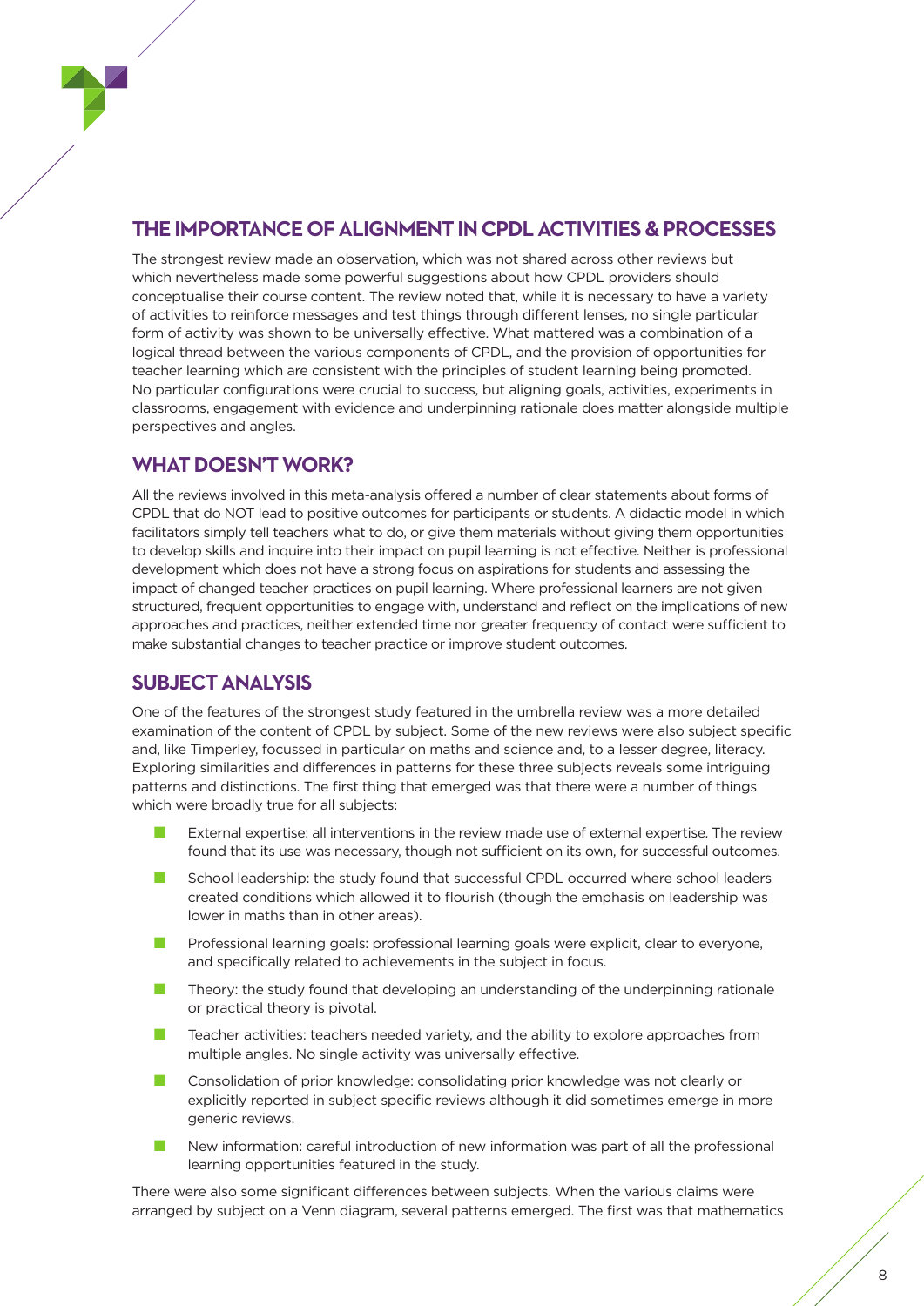## THE IMPORTANCE OF ALIGNMENT IN CPDL ACTIVITIES & PROCESSES

The strongest review made an observation, which was not shared across other reviews but which nevertheless made some powerful suggestions about how CPDL providers should conceptualise their course content. The review noted that, while it is necessary to have a variety of activities to reinforce messages and test things through different lenses, no single particular form of activity was shown to be universally effective. What mattered was a combination of a logical thread between the various components of CPDL, and the provision of opportunities for teacher learning which are consistent with the principles of student learning being promoted. No particular configurations were crucial to success, but aligning goals, activities, experiments in classrooms, engagement with evidence and underpinning rationale does matter alongside multiple perspectives and angles.

## WHAT DOESN'T WORK?

All the reviews involved in this meta-analysis offered a number of clear statements about forms of CPDL that do NOT lead to positive outcomes for participants or students. A didactic model in which facilitators simply tell teachers what to do, or give them materials without giving them opportunities to develop skills and inquire into their impact on pupil learning is not effective. Neither is professional development which does not have a strong focus on aspirations for students and assessing the impact of changed teacher practices on pupil learning. Where professional learners are not given structured, frequent opportunities to engage with, understand and reflect on the implications of new approaches and practices, neither extended time nor greater frequency of contact were sufficient to make substantial changes to teacher practice or improve student outcomes.

## SUBJECT ANALYSIS

One of the features of the strongest study featured in the umbrella review was a more detailed examination of the content of CPDL by subject. Some of the new reviews were also subject specific and, like Timperley, focussed in particular on maths and science and, to a lesser degree, literacy. Exploring similarities and differences in patterns for these three subjects reveals some intriguing patterns and distinctions. The first thing that emerged was that there were a number of things which were broadly true for all subjects:

- External expertise: all interventions in the review made use of external expertise. The review found that its use was necessary, though not sufficient on its own, for successful outcomes.
- School leadership: the study found that successful CPDL occurred where school leaders created conditions which allowed it to flourish (though the emphasis on leadership was lower in maths than in other areas).
- Professional learning goals: professional learning goals were explicit, clear to everyone, and specifically related to achievements in the subject in focus.
- Theory: the study found that developing an understanding of the underpinning rationale or practical theory is pivotal.
- Teacher activities: teachers needed variety, and the ability to explore approaches from multiple angles. No single activity was universally effective.
- Consolidation of prior knowledge: consolidating prior knowledge was not clearly or explicitly reported in subject specific reviews although it did sometimes emerge in more generic reviews.
- New information: careful introduction of new information was part of all the professional learning opportunities featured in the study.

There were also some significant differences between subjects. When the various claims were arranged by subject on a Venn diagram, several patterns emerged. The first was that mathematics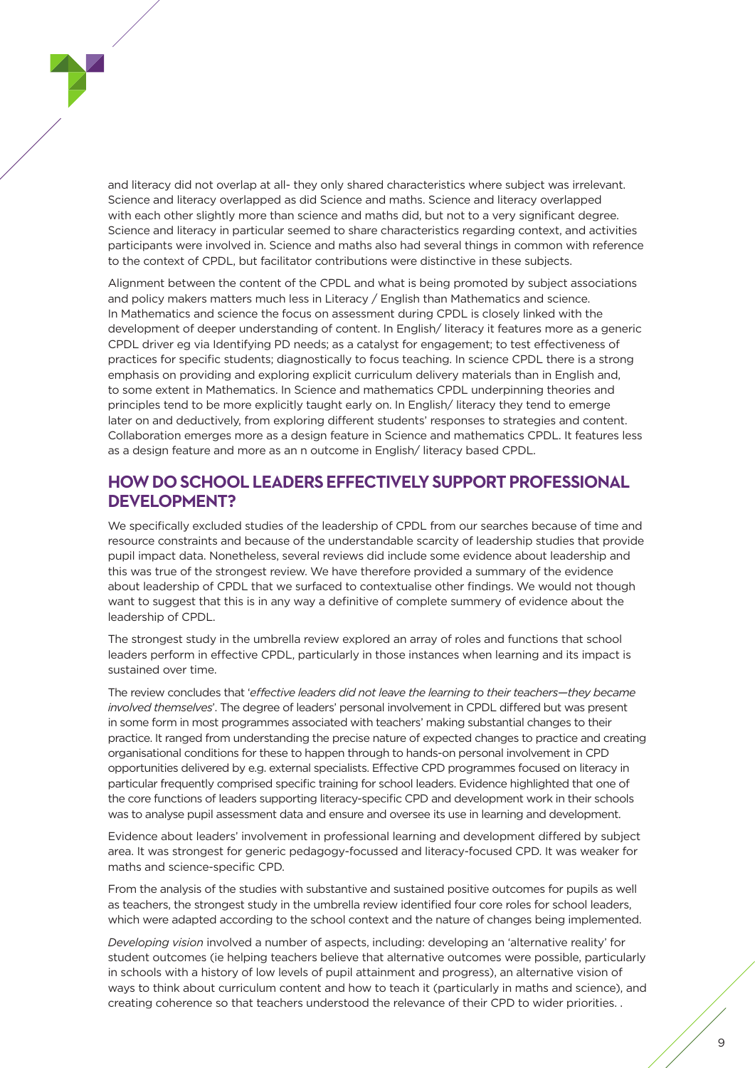and literacy did not overlap at all- they only shared characteristics where subject was irrelevant. Science and literacy overlapped as did Science and maths. Science and literacy overlapped with each other slightly more than science and maths did, but not to a very significant degree. Science and literacy in particular seemed to share characteristics regarding context, and activities participants were involved in. Science and maths also had several things in common with reference to the context of CPDL, but facilitator contributions were distinctive in these subjects.

Alignment between the content of the CPDL and what is being promoted by subject associations and policy makers matters much less in Literacy / English than Mathematics and science. In Mathematics and science the focus on assessment during CPDL is closely linked with the development of deeper understanding of content. In English/ literacy it features more as a generic CPDL driver eg via Identifying PD needs; as a catalyst for engagement; to test effectiveness of practices for specific students; diagnostically to focus teaching. In science CPDL there is a strong emphasis on providing and exploring explicit curriculum delivery materials than in English and, to some extent in Mathematics. In Science and mathematics CPDL underpinning theories and principles tend to be more explicitly taught early on. In English/ literacy they tend to emerge later on and deductively, from exploring different students' responses to strategies and content. Collaboration emerges more as a design feature in Science and mathematics CPDL. It features less as a design feature and more as an n outcome in English/ literacy based CPDL.

## HOW DO SCHOOL LEADERS EFFECTIVELY SUPPORT PROFESSIONAL DEVELOPMENT?

We specifically excluded studies of the leadership of CPDL from our searches because of time and resource constraints and because of the understandable scarcity of leadership studies that provide pupil impact data. Nonetheless, several reviews did include some evidence about leadership and this was true of the strongest review. We have therefore provided a summary of the evidence about leadership of CPDL that we surfaced to contextualise other findings. We would not though want to suggest that this is in any way a definitive of complete summery of evidence about the leadership of CPDL.

The strongest study in the umbrella review explored an array of roles and functions that school leaders perform in effective CPDL, particularly in those instances when learning and its impact is sustained over time.

The review concludes that '*effective leaders did not leave the learning to their teachers—they became involved themselves*'. The degree of leaders' personal involvement in CPDL differed but was present in some form in most programmes associated with teachers' making substantial changes to their practice. It ranged from understanding the precise nature of expected changes to practice and creating organisational conditions for these to happen through to hands-on personal involvement in CPD opportunities delivered by e.g. external specialists. Effective CPD programmes focused on literacy in particular frequently comprised specific training for school leaders. Evidence highlighted that one of the core functions of leaders supporting literacy-specific CPD and development work in their schools was to analyse pupil assessment data and ensure and oversee its use in learning and development.

Evidence about leaders' involvement in professional learning and development differed by subject area. It was strongest for generic pedagogy-focussed and literacy-focused CPD. It was weaker for maths and science-specific CPD.

From the analysis of the studies with substantive and sustained positive outcomes for pupils as well as teachers, the strongest study in the umbrella review identified four core roles for school leaders, which were adapted according to the school context and the nature of changes being implemented.

*Developing vision* involved a number of aspects, including: developing an 'alternative reality' for student outcomes (ie helping teachers believe that alternative outcomes were possible, particularly in schools with a history of low levels of pupil attainment and progress), an alternative vision of ways to think about curriculum content and how to teach it (particularly in maths and science), and creating coherence so that teachers understood the relevance of their CPD to wider priorities. .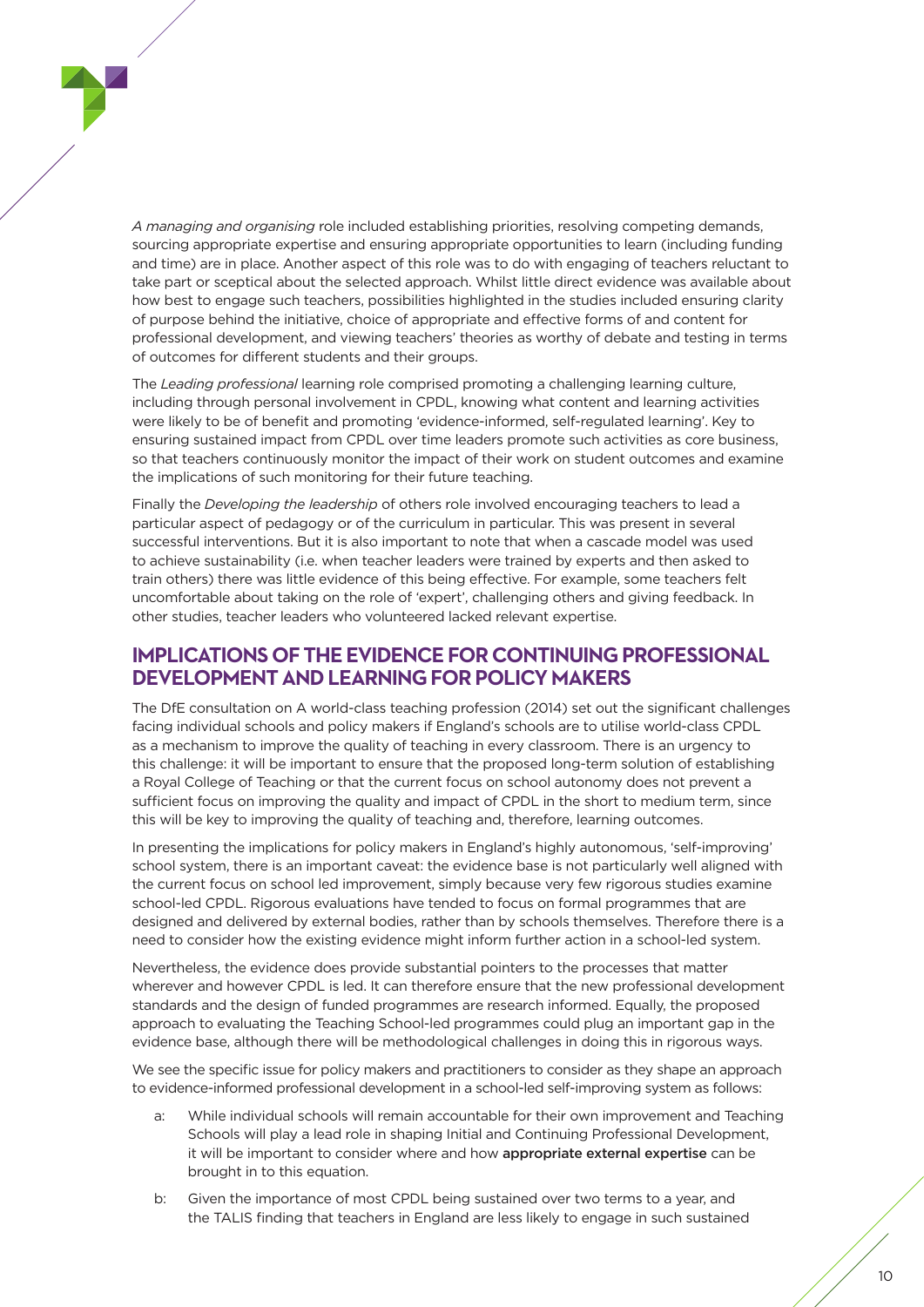*A managing and organising* role included establishing priorities, resolving competing demands, sourcing appropriate expertise and ensuring appropriate opportunities to learn (including funding and time) are in place. Another aspect of this role was to do with engaging of teachers reluctant to take part or sceptical about the selected approach. Whilst little direct evidence was available about how best to engage such teachers, possibilities highlighted in the studies included ensuring clarity of purpose behind the initiative, choice of appropriate and effective forms of and content for professional development, and viewing teachers' theories as worthy of debate and testing in terms of outcomes for different students and their groups.

The *Leading professional* learning role comprised promoting a challenging learning culture, including through personal involvement in CPDL, knowing what content and learning activities were likely to be of benefit and promoting 'evidence-informed, self-regulated learning'. Key to ensuring sustained impact from CPDL over time leaders promote such activities as core business, so that teachers continuously monitor the impact of their work on student outcomes and examine the implications of such monitoring for their future teaching.

Finally the *Developing the leadership* of others role involved encouraging teachers to lead a particular aspect of pedagogy or of the curriculum in particular. This was present in several successful interventions. But it is also important to note that when a cascade model was used to achieve sustainability (i.e. when teacher leaders were trained by experts and then asked to train others) there was little evidence of this being effective. For example, some teachers felt uncomfortable about taking on the role of 'expert', challenging others and giving feedback. In other studies, teacher leaders who volunteered lacked relevant expertise.

## IMPLICATIONS OF THE EVIDENCE FOR CONTINUING PROFESSIONAL DEVELOPMENT AND LEARNING FOR POLICY MAKERS

The DfE consultation on A world-class teaching profession (2014) set out the significant challenges facing individual schools and policy makers if England's schools are to utilise world-class CPDL as a mechanism to improve the quality of teaching in every classroom. There is an urgency to this challenge: it will be important to ensure that the proposed long-term solution of establishing a Royal College of Teaching or that the current focus on school autonomy does not prevent a sufficient focus on improving the quality and impact of CPDL in the short to medium term, since this will be key to improving the quality of teaching and, therefore, learning outcomes.

In presenting the implications for policy makers in England's highly autonomous, 'self-improving' school system, there is an important caveat: the evidence base is not particularly well aligned with the current focus on school led improvement, simply because very few rigorous studies examine school-led CPDL. Rigorous evaluations have tended to focus on formal programmes that are designed and delivered by external bodies, rather than by schools themselves. Therefore there is a need to consider how the existing evidence might inform further action in a school-led system.

Nevertheless, the evidence does provide substantial pointers to the processes that matter wherever and however CPDL is led. It can therefore ensure that the new professional development standards and the design of funded programmes are research informed. Equally, the proposed approach to evaluating the Teaching School-led programmes could plug an important gap in the evidence base, although there will be methodological challenges in doing this in rigorous ways.

We see the specific issue for policy makers and practitioners to consider as they shape an approach to evidence-informed professional development in a school-led self-improving system as follows:

a: While individual schools will remain accountable for their own improvement and Teaching Schools will play a lead role in shaping Initial and Continuing Professional Development, it will be important to consider where and how **appropriate external expertise** can be brought in to this equation.

b: Given the importance of most CPDL being sustained over two terms to a year, and the TALIS finding that teachers in England are less likely to engage in such sustained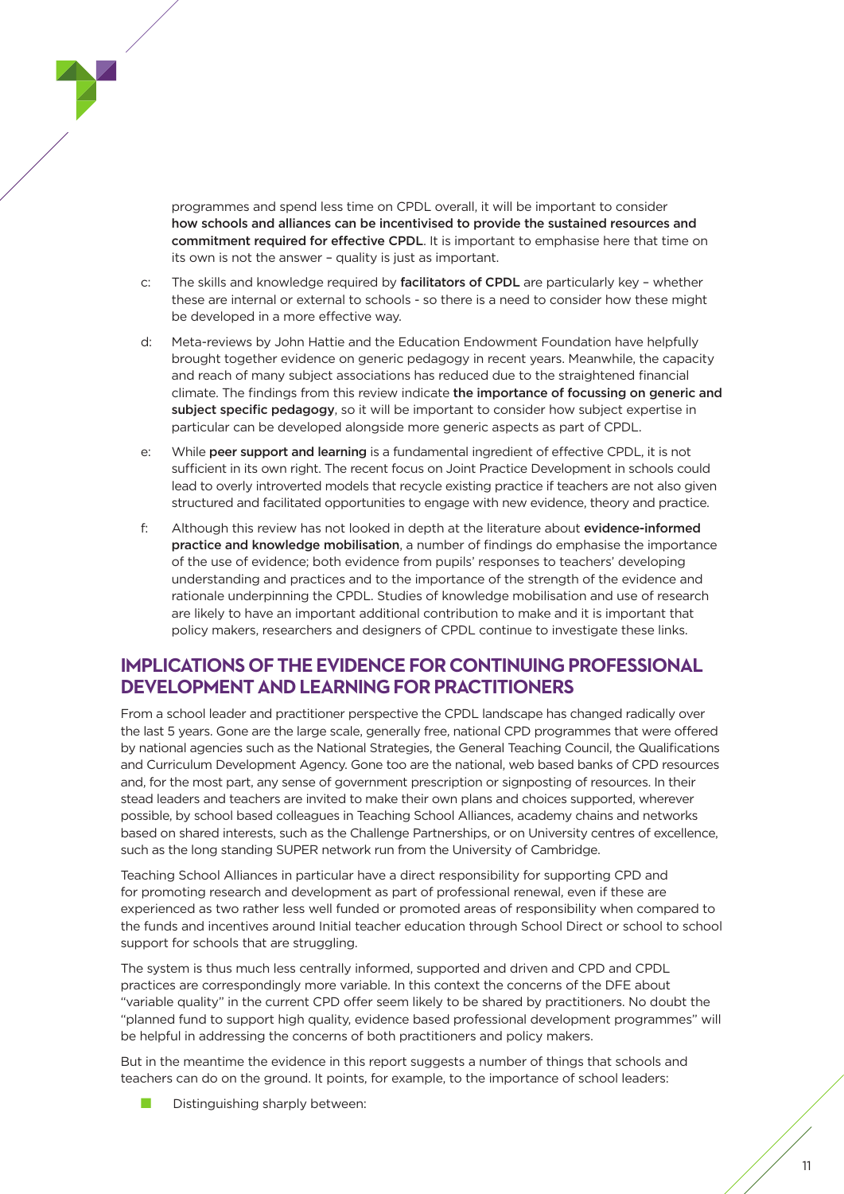programmes and spend less time on CPDL overall, it will be important to consider **how schools and alliances can be incentivised to provide the sustained resources and commitment required for effective CPDL**. It is important to emphasise here that time on its own is not the answer – quality is just as important.

c: The skills and knowledge required by **facilitators of CPDL** are particularly key – whether these are internal or external to schools - so there is a need to consider how these might be developed in a more effective way.

d: Meta-reviews by John Hattie and the Education Endowment Foundation have helpfully brought together evidence on generic pedagogy in recent years. Meanwhile, the capacity and reach of many subject associations has reduced due to the straightened financial climate. The findings from this review indicate **the importance of focussing on generic and subject specific pedagogy**, so it will be important to consider how subject expertise in particular can be developed alongside more generic aspects as part of CPDL.

e: While **peer support and learning** is a fundamental ingredient of effective CPDL, it is not sufficient in its own right. The recent focus on Joint Practice Development in schools could lead to overly introverted models that recycle existing practice if teachers are not also given structured and facilitated opportunities to engage with new evidence, theory and practice.

f: Although this review has not looked in depth at the literature about **evidence-informed practice and knowledge mobilisation**, a number of findings do emphasise the importance of the use of evidence; both evidence from pupils' responses to teachers' developing understanding and practices and to the importance of the strength of the evidence and rationale underpinning the CPDL. Studies of knowledge mobilisation and use of research are likely to have an important additional contribution to make and it is important that policy makers, researchers and designers of CPDL continue to investigate these links.

## IMPLICATIONS OF THE EVIDENCE FOR CONTINUING PROFESSIONAL DEVELOPMENT AND LEARNING FOR PRACTITIONERS

From a school leader and practitioner perspective the CPDL landscape has changed radically over the last 5 years. Gone are the large scale, generally free, national CPD programmes that were offered by national agencies such as the National Strategies, the General Teaching Council, the Qualifications and Curriculum Development Agency. Gone too are the national, web based banks of CPD resources and, for the most part, any sense of government prescription or signposting of resources. In their stead leaders and teachers are invited to make their own plans and choices supported, wherever possible, by school based colleagues in Teaching School Alliances, academy chains and networks based on shared interests, such as the Challenge Partnerships, or on University centres of excellence, such as the long standing SUPER network run from the University of Cambridge.

Teaching School Alliances in particular have a direct responsibility for supporting CPD and for promoting research and development as part of professional renewal, even if these are experienced as two rather less well funded or promoted areas of responsibility when compared to the funds and incentives around Initial teacher education through School Direct or school to school support for schools that are struggling.

The system is thus much less centrally informed, supported and driven and CPD and CPDL practices are correspondingly more variable. In this context the concerns of the DFE about "variable quality" in the current CPD offer seem likely to be shared by practitioners. No doubt the "planned fund to support high quality, evidence based professional development programmes" will be helpful in addressing the concerns of both practitioners and policy makers.

But in the meantime the evidence in this report suggests a number of things that schools and teachers can do on the ground. It points, for example, to the importance of school leaders:

- Distinguishing sharply between: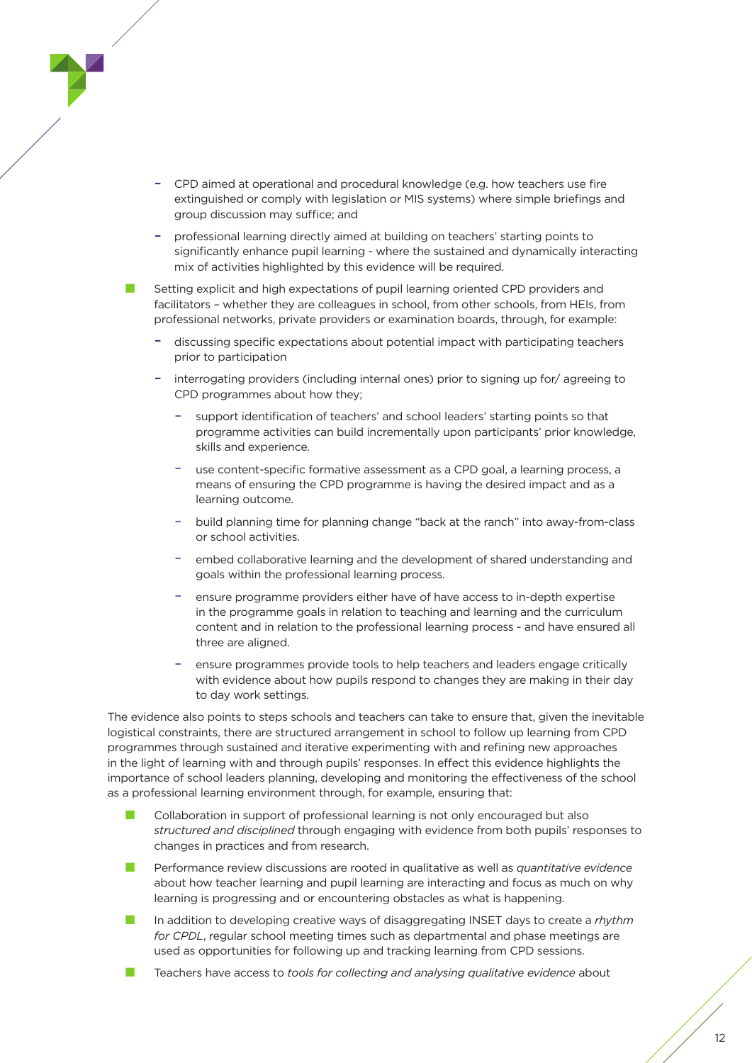- CPD aimed at operational and procedural knowledge (e.g. how teachers use fire extinguished or comply with legislation or MIS systems) where simple briefings and group discussion may suffice; and
  - professional learning directly aimed at building on teachers' starting points to significantly enhance pupil learning - where the sustained and dynamically interacting mix of activities highlighted by this evidence will be required.

- Setting explicit and high expectations of pupil learning oriented CPD providers and facilitators – whether they are colleagues in school, from other schools, from HEIs, from professional networks, private providers or examination boards, through, for example:
  - discussing specific expectations about potential impact with participating teachers prior to participation
  - interrogating providers (including internal ones) prior to signing up for/ agreeing to CPD programmes about how they;
    - support identification of teachers' and school leaders' starting points so that programme activities can build incrementally upon participants' prior knowledge, skills and experience.
    - use content-specific formative assessment as a CPD goal, a learning process, a means of ensuring the CPD programme is having the desired impact and as a learning outcome.
    - build planning time for planning change "back at the ranch" into away-from-class or school activities.
    - embed collaborative learning and the development of shared understanding and goals within the professional learning process.
    - ensure programme providers either have of have access to in-depth expertise in the programme goals in relation to teaching and learning and the curriculum content and in relation to the professional learning process - and have ensured all three are aligned.
    - ensure programmes provide tools to help teachers and leaders engage critically with evidence about how pupils respond to changes they are making in their day to day work settings.

The evidence also points to steps schools and teachers can take to ensure that, given the inevitable logistical constraints, there are structured arrangement in school to follow up learning from CPD programmes through sustained and iterative experimenting with and refining new approaches in the light of learning with and through pupils' responses. In effect this evidence highlights the importance of school leaders planning, developing and monitoring the effectiveness of the school as a professional learning environment through, for example, ensuring that:

- Collaboration in support of professional learning is not only encouraged but also *structured and disciplined* through engaging with evidence from both pupils' responses to changes in practices and from research.
- Performance review discussions are rooted in qualitative as well as *quantitative evidence* about how teacher learning and pupil learning are interacting and focus as much on why learning is progressing and or encountering obstacles as what is happening.
- In addition to developing creative ways of disaggregating INSET days to create a *rhythm for CPDL*, regular school meeting times such as departmental and phase meetings are used as opportunities for following up and tracking learning from CPD sessions.
- Teachers have access to *tools for collecting and analysing qualitative evidence* about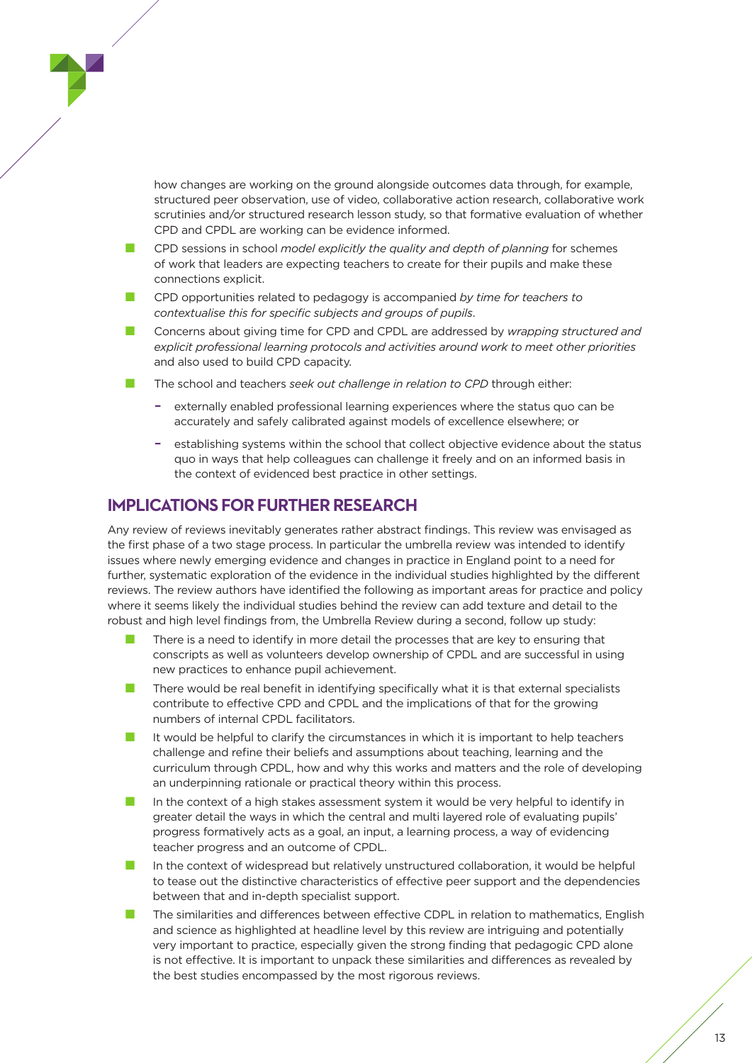how changes are working on the ground alongside outcomes data through, for example, structured peer observation, use of video, collaborative action research, collaborative work scrutinies and/or structured research lesson study, so that formative evaluation of whether CPD and CPDL are working can be evidence informed.

- CPD sessions in school *model explicitly the quality and depth of planning* for schemes of work that leaders are expecting teachers to create for their pupils and make these connections explicit.
- CPD opportunities related to pedagogy is accompanied *by time for teachers to contextualise this for specific subjects and groups of pupils*.
- Concerns about giving time for CPD and CPDL are addressed by *wrapping structured and explicit professional learning protocols and activities around work to meet other priorities* and also used to build CPD capacity.
- The school and teachers *seek out challenge in relation to CPD* through either:
  - externally enabled professional learning experiences where the status quo can be accurately and safely calibrated against models of excellence elsewhere; or
  - establishing systems within the school that collect objective evidence about the status quo in ways that help colleagues can challenge it freely and on an informed basis in the context of evidenced best practice in other settings.

## IMPLICATIONS FOR FURTHER RESEARCH

Any review of reviews inevitably generates rather abstract findings. This review was envisaged as the first phase of a two stage process. In particular the umbrella review was intended to identify issues where newly emerging evidence and changes in practice in England point to a need for further, systematic exploration of the evidence in the individual studies highlighted by the different reviews. The review authors have identified the following as important areas for practice and policy where it seems likely the individual studies behind the review can add texture and detail to the robust and high level findings from, the Umbrella Review during a second, follow up study:

- There is a need to identify in more detail the processes that are key to ensuring that conscripts as well as volunteers develop ownership of CPDL and are successful in using new practices to enhance pupil achievement.
- There would be real benefit in identifying specifically what it is that external specialists contribute to effective CPD and CPDL and the implications of that for the growing numbers of internal CPDL facilitators.
- It would be helpful to clarify the circumstances in which it is important to help teachers challenge and refine their beliefs and assumptions about teaching, learning and the curriculum through CPDL, how and why this works and matters and the role of developing an underpinning rationale or practical theory within this process.
- In the context of a high stakes assessment system it would be very helpful to identify in greater detail the ways in which the central and multi layered role of evaluating pupils' progress formatively acts as a goal, an input, a learning process, a way of evidencing teacher progress and an outcome of CPDL.
- In the context of widespread but relatively unstructured collaboration, it would be helpful to tease out the distinctive characteristics of effective peer support and the dependencies between that and in-depth specialist support.
- The similarities and differences between effective CDPL in relation to mathematics, English and science as highlighted at headline level by this review are intriguing and potentially very important to practice, especially given the strong finding that pedagogic CPD alone is not effective. It is important to unpack these similarities and differences as revealed by the best studies encompassed by the most rigorous reviews.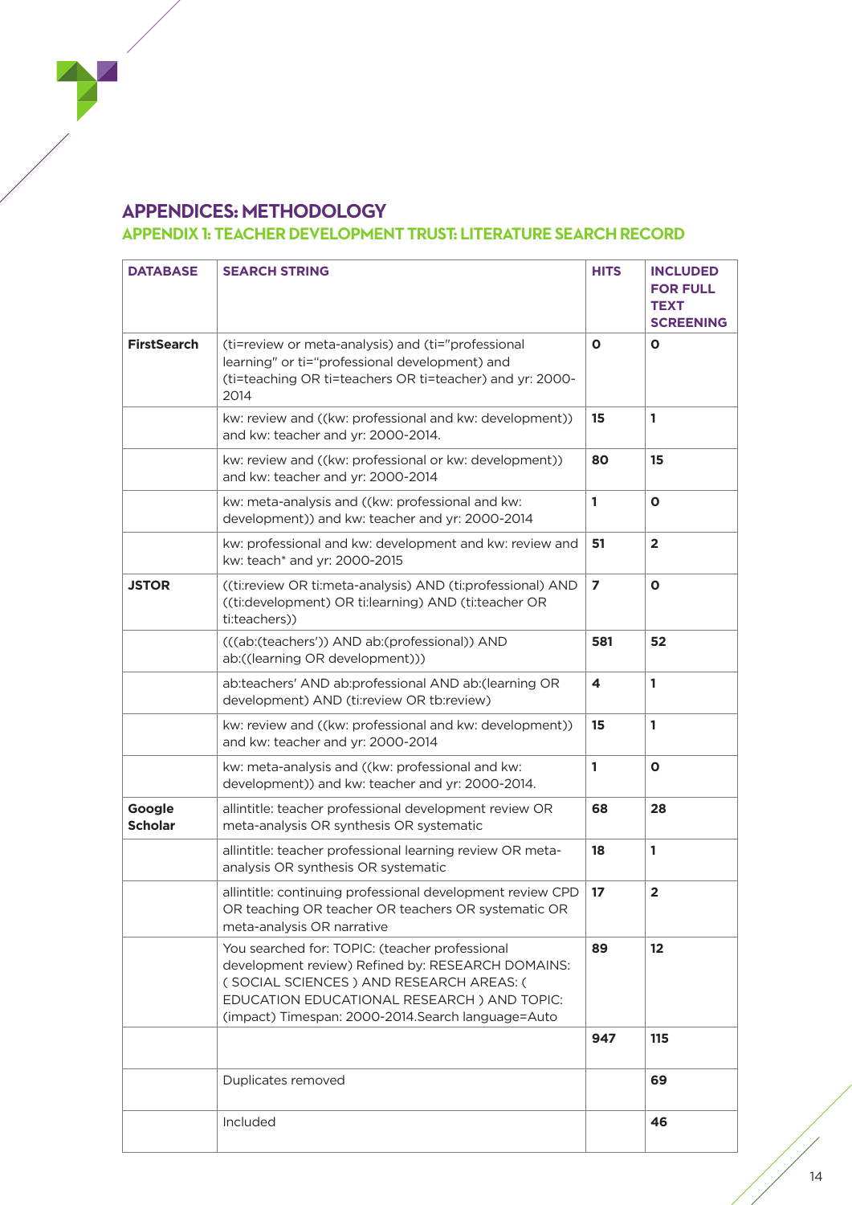# APPENDICES: METHODOLOGY

## APPENDIX 1: TEACHER DEVELOPMENT TRUST: LITERATURE SEARCH RECORD

| DATABASE | SEARCH STRING | HITS | INCLUDED FOR FULL TEXT SCREENING |
|---|---|---|---|
| **FirstSearch** | (ti=review or meta-analysis) and (ti="professional learning" or ti="professional development) and (ti=teaching OR ti=teachers OR ti=teacher) and yr: 2000-2014 | **0** | **0** |
| | kw: review and ((kw: professional and kw: development)) and kw: teacher and yr: 2000-2014. | **15** | **1** |
| | kw: review and ((kw: professional or kw: development)) and kw: teacher and yr: 2000-2014 | **80** | **15** |
| | kw: meta-analysis and ((kw: professional and kw: development)) and kw: teacher and yr: 2000-2014 | **1** | **0** |
| | kw: professional and kw: development and kw: review and kw: teach* and yr: 2000-2015 | **51** | **2** |
| **JSTOR** | ((ti:review OR ti:meta-analysis) AND (ti:professional) AND ((ti:development) OR ti:learning) AND (ti:teacher OR ti:teachers)) | **7** | **0** |
| | (((ab:(teachers')) AND ab:(professional)) AND ab:((learning OR development))) | **581** | **52** |
| | ab:teachers' AND ab:professional AND ab:(learning OR development) AND (ti:review OR tb:review) | **4** | **1** |
| | kw: review and ((kw: professional and kw: development)) and kw: teacher and yr: 2000-2014 | **15** | **1** |
| | kw: meta-analysis and ((kw: professional and kw: development)) and kw: teacher and yr: 2000-2014. | **1** | **0** |
| **Google Scholar** | allintitle: teacher professional development review OR meta-analysis OR synthesis OR systematic | **68** | **28** |
| | allintitle: teacher professional learning review OR meta-analysis OR synthesis OR systematic | **18** | **1** |
| | allintitle: continuing professional development review CPD OR teaching OR teacher OR teachers OR systematic OR meta-analysis OR narrative | **17** | **2** |
| | You searched for: TOPIC: (teacher professional development review) Refined by: RESEARCH DOMAINS: ( SOCIAL SCIENCES ) AND RESEARCH AREAS: ( EDUCATION EDUCATIONAL RESEARCH ) AND TOPIC: (impact) Timespan: 2000-2014.Search language=Auto | **89** | **12** |
| | | **947** | **115** |
| | Duplicates removed | | **69** |
| | Included | | **46** |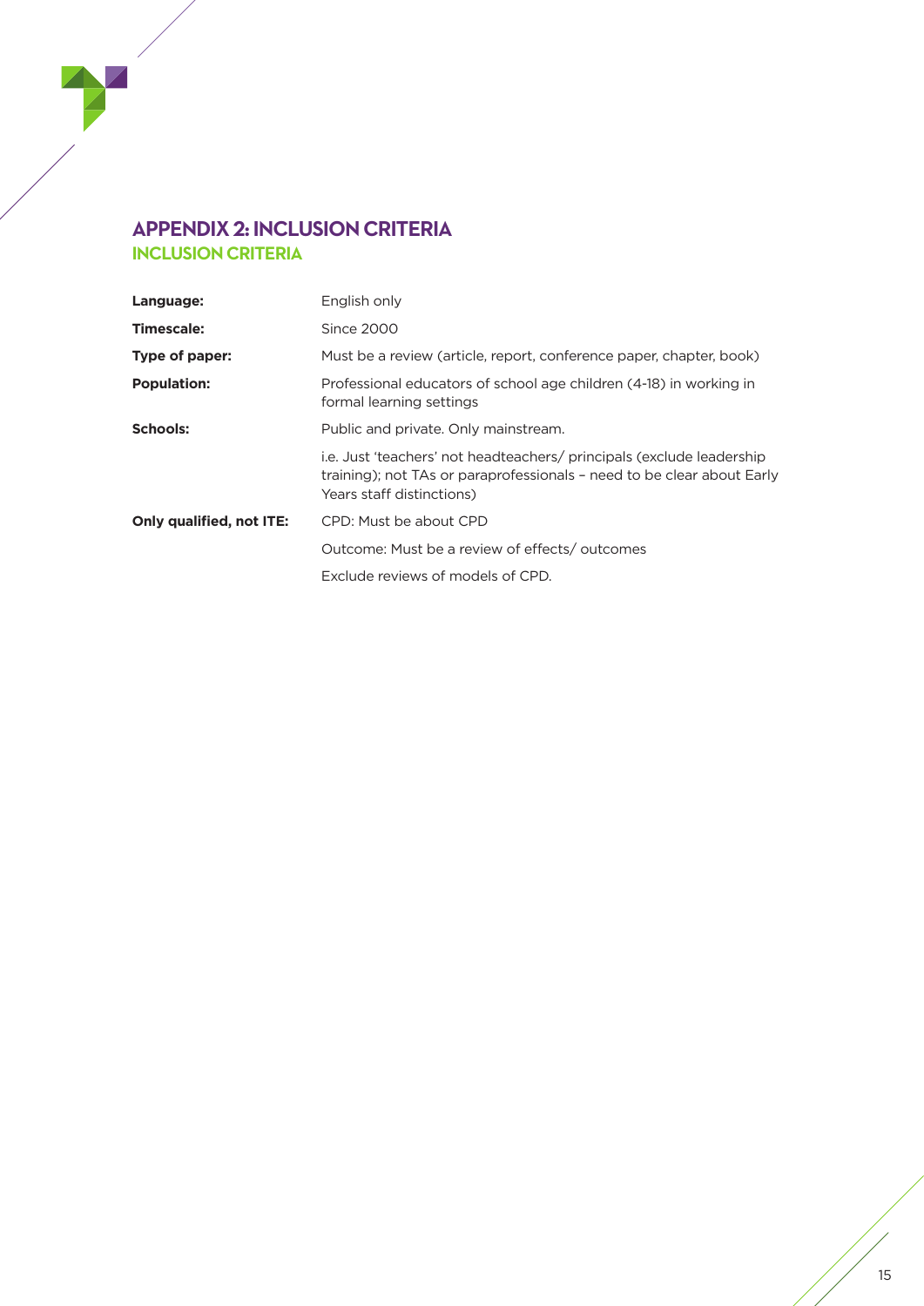# APPENDIX 2: INCLUSION CRITERIA

## INCLUSION CRITERIA

| | |
|---|---|
| **Language:** | English only |
| **Timescale:** | Since 2000 |
| **Type of paper:** | Must be a review (article, report, conference paper, chapter, book) |
| **Population:** | Professional educators of school age children (4-18) in working in formal learning settings |
| **Schools:** | Public and private. Only mainstream. |
| | i.e. Just 'teachers' not headteachers/ principals (exclude leadership training); not TAs or paraprofessionals – need to be clear about Early Years staff distinctions) |
| **Only qualified, not ITE:** | CPD: Must be about CPD |
| | Outcome: Must be a review of effects/ outcomes |
| | Exclude reviews of models of CPD. |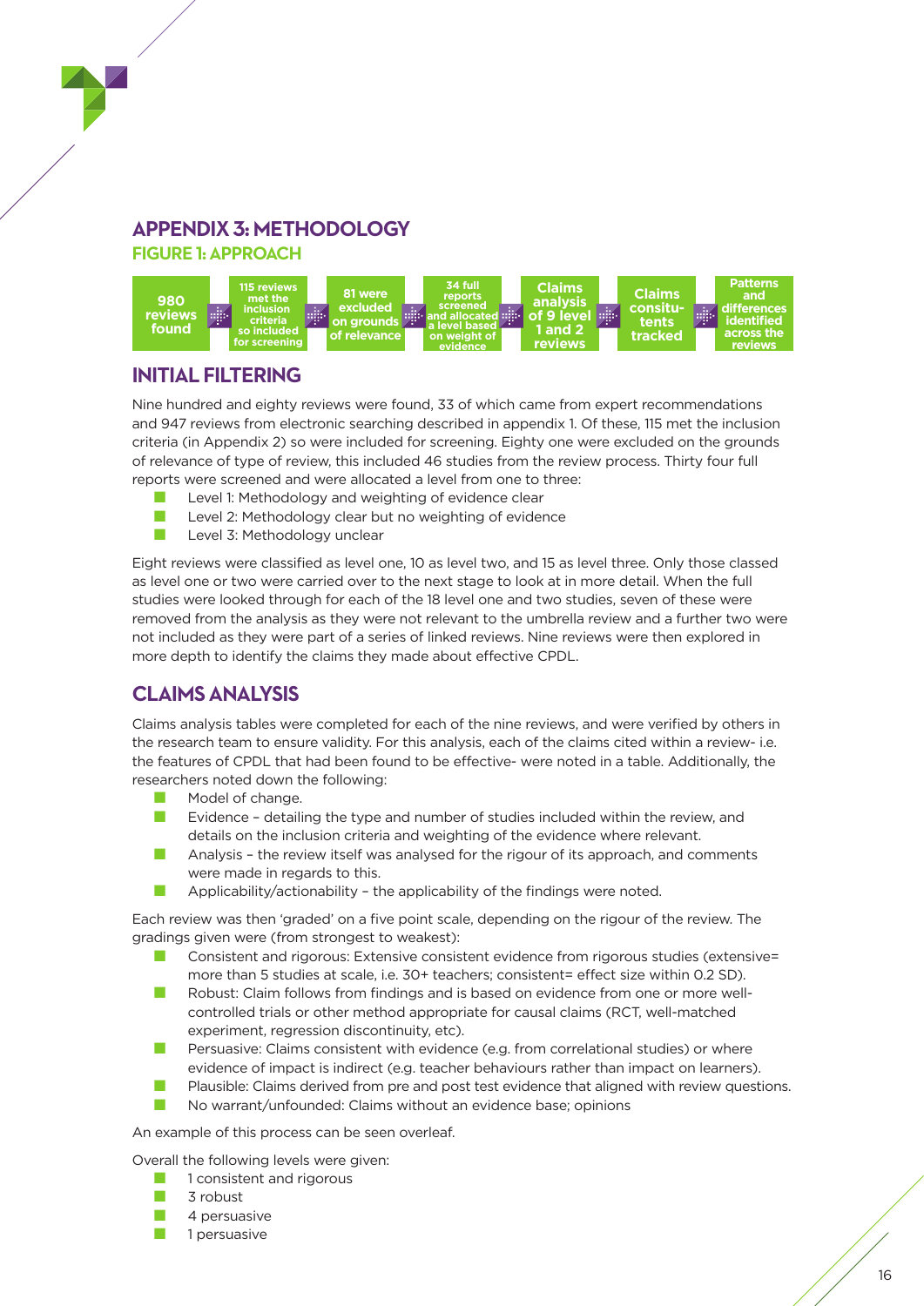## APPENDIX 3: METHODOLOGY

### FIGURE 1: APPROACH

980 reviews found → 115 reviews met the inclusion criteria so included for screening → 81 were excluded on grounds of relevance → 34 full reports screened and allocated a level based on weight of evidence → Claims analysis of 9 level 1 and 2 reviews → Claims consitu-tents tracked → Patterns and differences identified across the reviews

## INITIAL FILTERING

Nine hundred and eighty reviews were found, 33 of which came from expert recommendations and 947 reviews from electronic searching described in appendix 1. Of these, 115 met the inclusion criteria (in Appendix 2) so were included for screening. Eighty one were excluded on the grounds of relevance of type of review, this included 46 studies from the review process. Thirty four full reports were screened and were allocated a level from one to three:

- Level 1: Methodology and weighting of evidence clear
- Level 2: Methodology clear but no weighting of evidence
- Level 3: Methodology unclear

Eight reviews were classified as level one, 10 as level two, and 15 as level three. Only those classed as level one or two were carried over to the next stage to look at in more detail. When the full studies were looked through for each of the 18 level one and two studies, seven of these were removed from the analysis as they were not relevant to the umbrella review and a further two were not included as they were part of a series of linked reviews. Nine reviews were then explored in more depth to identify the claims they made about effective CPDL.

## CLAIMS ANALYSIS

Claims analysis tables were completed for each of the nine reviews, and were verified by others in the research team to ensure validity. For this analysis, each of the claims cited within a review- i.e. the features of CPDL that had been found to be effective- were noted in a table. Additionally, the researchers noted down the following:

- Model of change.
- Evidence – detailing the type and number of studies included within the review, and details on the inclusion criteria and weighting of the evidence where relevant.
- Analysis – the review itself was analysed for the rigour of its approach, and comments were made in regards to this.
- Applicability/actionability – the applicability of the findings were noted.

Each review was then 'graded' on a five point scale, depending on the rigour of the review. The gradings given were (from strongest to weakest):

- Consistent and rigorous: Extensive consistent evidence from rigorous studies (extensive= more than 5 studies at scale, i.e. 30+ teachers; consistent= effect size within 0.2 SD).
- Robust: Claim follows from findings and is based on evidence from one or more well-controlled trials or other method appropriate for causal claims (RCT, well-matched experiment, regression discontinuity, etc).
- Persuasive: Claims consistent with evidence (e.g. from correlational studies) or where evidence of impact is indirect (e.g. teacher behaviours rather than impact on learners).
- Plausible: Claims derived from pre and post test evidence that aligned with review questions.
- No warrant/unfounded: Claims without an evidence base; opinions

An example of this process can be seen overleaf.

Overall the following levels were given:

- 1 consistent and rigorous
- 3 robust
- 4 persuasive
- 1 persuasive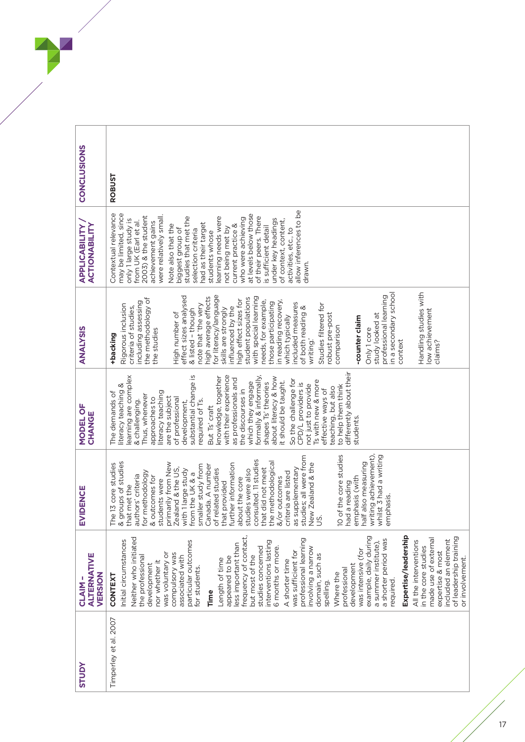| STUDY | CLAIM - ALTERNATIVE VERSION | EVIDENCE | MODEL OF CHANGE | ANALYSIS | APPLICABILITY / ACTIONABILITY | CONCLUSIONS |
|---|---|---|---|---|---|---|
| Timperley et al. 2007 | **CONTEXT**<br>Initial circumstances<br>Neither who initiated the professional development nor whether it was voluntary or compulsory was associated with particular outcomes for students.<br>**Time**<br>Length of time appeared to be less important than frequency of contact, but most of the studies concerned interventions lasting 6 months or more. A shorter time was sufficient for professional learning involving a narrow domain, such as spelling.<br>Where the professional development was intensive (for example, daily during a summer institute), a shorter period was required.<br>**Expertise/leadership**<br>All the interventions in the core studies made use of external expertise & most included an element of leadership training or involvement. | The 13 core studies & groups of studies that met the authors' criteria for methodology & outcomes for students were primarily from New Zealand & the US, with 1 large study from the UK & a smaller study from Canada. A number of related studies that provided further information about the core studies were also consulted. 11 studies that did not meet the methodological &/or outcomes criteria are listed as supplementary studies; all were from New Zealand & the US.<br>10 of the core studies had a reading emphasis (with half also measuring writing achievement), whilst 3 had a writing emphasis. | The demands of literacy teaching & learning are complex & challenging. Thus, whenever approaches to literacy teaching are the subject of professional development, substantial change is required of Ts.<br>But Ts' craft knowledge, together with their experience as professionals and the discourses in which they engage formally & informally, shapes Ts' theories about literacy & how it should be taught. So the challenge for CPD/L providers is not just to provide Ts with new & more effective ways of teaching, but also to help them think differently about their students. | **+backing**<br>Rigorous inclusion criteria of studies, including assessing the methodology of the studies<br>High number of effect sizes analysed & listed – though note that 'the very high average effects for literacy/language skills are strongly influenced by the high effect sizes for student populations with special learning needs, for example, those participating in reading recovery, which typically included measures of both reading & writing.'<br>Studies filtered for robust pre-post comparison<br>**-counter claim**<br>Only 1 core study looked at professional learning in a secondary school context<br>Handling studies with low achievement claims? | Contextual relevance may be limited, since only 1 large study is from UK (Earl et al. 2003) & the student achievement gains were relatively small.<br>Note also that the biggest group of studies that met the selection criteria had as their target students whose learning needs were not being met by current practice & who were achieving at levels below those of their peers. There is sufficient detail under key headings of context, content, activities, etc., to allow inferences to be drawn. | **ROBUST** |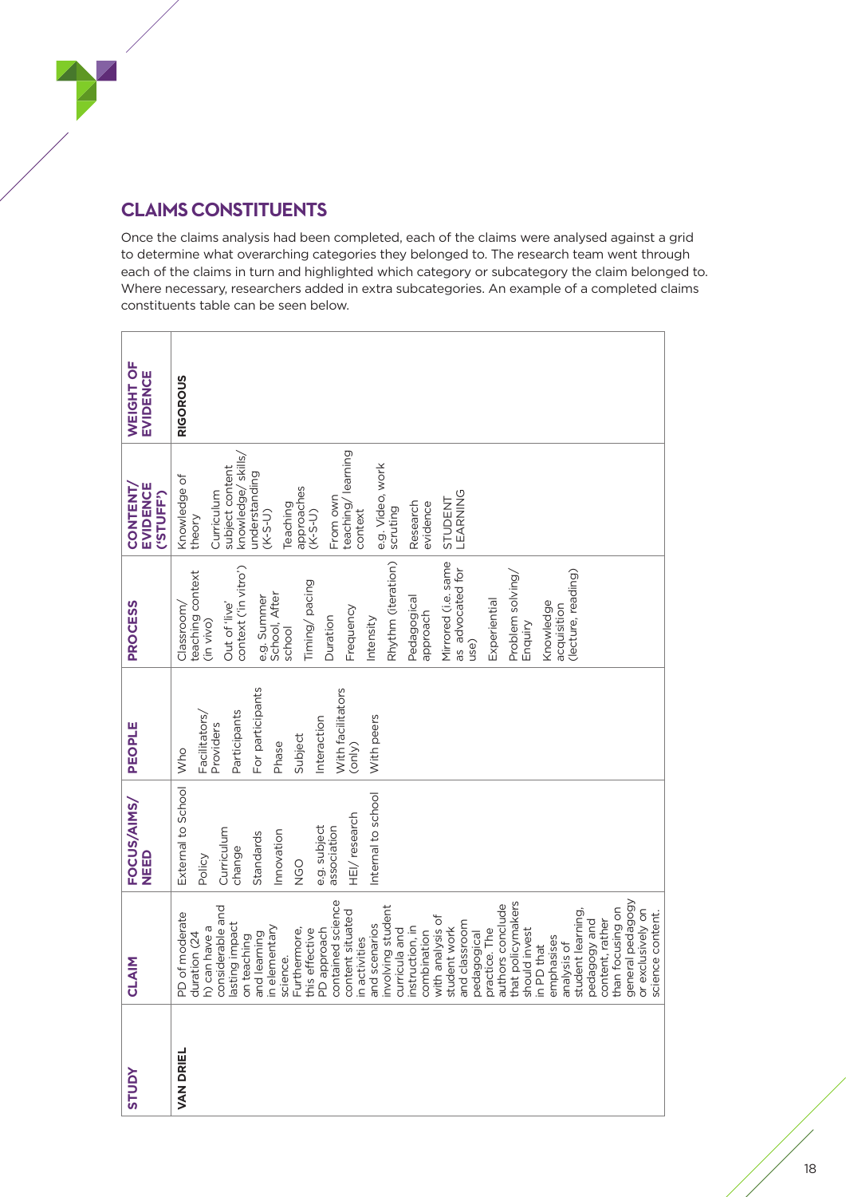## CLAIMS CONSTITUENTS

Once the claims analysis had been completed, each of the claims were analysed against a grid to determine what overarching categories they belonged to. The research team went through each of the claims in turn and highlighted which category or subcategory the claim belonged to. Where necessary, researchers added in extra subcategories. An example of a completed claims constituents table can be seen below.

| STUDY | CLAIM | FOCUS/AIMS/ NEED | PEOPLE | PROCESS | CONTENT/ EVIDENCE ('STUFF') | WEIGHT OF EVIDENCE |
|---|---|---|---|---|---|---|
| **VAN DRIEL** | PD of moderate duration (24 h) can have a considerable and lasting impact on teaching and learning in elementary science. Furthermore, this effective PD approach contained science content situated in activities and scenarios involving student curricula and instruction, in combination with analysis of student work and classroom pedagogical practice. The authors conclude that policymakers should invest in PD that emphasises analysis of student learning, pedagogy and content, rather than focusing on general pedagogy or exclusively on science content. | External to School<br><br>Policy<br><br>Curriculum change<br><br>Standards<br><br>Innovation<br><br>NGO<br><br>e.g. subject association<br><br>HEI/ research<br><br>Internal to school | Who<br><br>Facilitators/ Providers<br><br>Participants<br><br>For participants<br><br>Phase<br><br>Subject<br><br>Interaction<br><br>With facilitators (only)<br><br>With peers | Classroom/ teaching context (in vivo)<br><br>Out of 'live' context ('in vitro')<br><br>e.g. Summer School, After school<br><br>Timing/ pacing<br><br>Duration<br><br>Frequency<br><br>Intensity<br><br>Rhythm (iteration)<br><br>Pedagogical approach<br><br>Mirrored (i.e. same as advocated for use)<br><br>Experiential<br><br>Problem solving/ Enquiry<br><br>Knowledge acquisition (lecture, reading) | Knowledge of theory<br><br>Curriculum subject content knowledge/ skills/ understanding (K-S-U)<br><br>Teaching approaches (K-S-U)<br><br>From own teaching/ learning context<br><br>e.g. Video, work scruting<br><br>Research evidence<br><br>STUDENT LEARNING | **RIGOROUS** |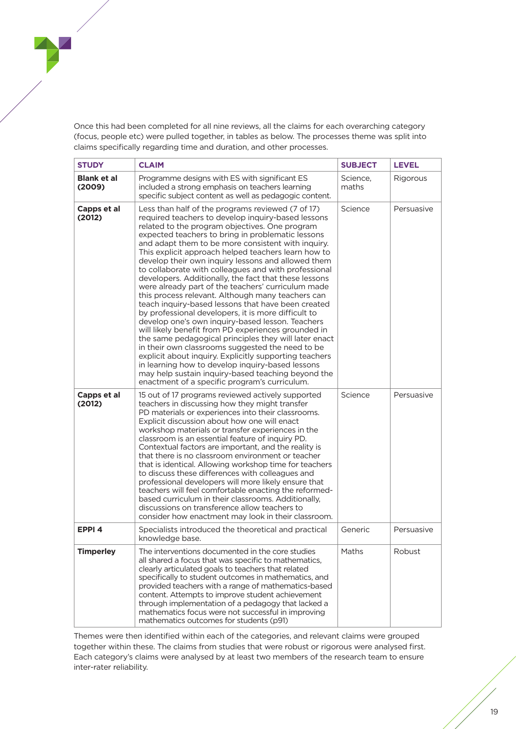Once this had been completed for all nine reviews, all the claims for each overarching category (focus, people etc) were pulled together, in tables as below. The processes theme was split into claims specifically regarding time and duration, and other processes.

| STUDY | CLAIM | SUBJECT | LEVEL |
|---|---|---|---|
| **Blank et al (2009)** | Programme designs with ES with significant ES included a strong emphasis on teachers learning specific subject content as well as pedagogic content. | Science, maths | Rigorous |
| **Capps et al (2012)** | Less than half of the programs reviewed (7 of 17) required teachers to develop inquiry-based lessons related to the program objectives. One program expected teachers to bring in problematic lessons and adapt them to be more consistent with inquiry. This explicit approach helped teachers learn how to develop their own inquiry lessons and allowed them to collaborate with colleagues and with professional developers. Additionally, the fact that these lessons were already part of the teachers' curriculum made this process relevant. Although many teachers can teach inquiry-based lessons that have been created by professional developers, it is more difficult to develop one's own inquiry-based lesson. Teachers will likely benefit from PD experiences grounded in the same pedagogical principles they will later enact in their own classrooms suggested the need to be explicit about inquiry. Explicitly supporting teachers in learning how to develop inquiry-based lessons may help sustain inquiry-based teaching beyond the enactment of a specific program's curriculum. | Science | Persuasive |
| **Capps et al (2012)** | 15 out of 17 programs reviewed actively supported teachers in discussing how they might transfer PD materials or experiences into their classrooms. Explicit discussion about how one will enact workshop materials or transfer experiences in the classroom is an essential feature of inquiry PD. Contextual factors are important, and the reality is that there is no classroom environment or teacher that is identical. Allowing workshop time for teachers to discuss these differences with colleagues and professional developers will more likely ensure that teachers will feel comfortable enacting the reformed-based curriculum in their classrooms. Additionally, discussions on transference allow teachers to consider how enactment may look in their classroom. | Science | Persuasive |
| **EPPI 4** | Specialists introduced the theoretical and practical knowledge base. | Generic | Persuasive |
| **Timperley** | The interventions documented in the core studies all shared a focus that was specific to mathematics, clearly articulated goals to teachers that related specifically to student outcomes in mathematics, and provided teachers with a range of mathematics-based content. Attempts to improve student achievement through implementation of a pedagogy that lacked a mathematics focus were not successful in improving mathematics outcomes for students (p91) | Maths | Robust |

Themes were then identified within each of the categories, and relevant claims were grouped together within these. The claims from studies that were robust or rigorous were analysed first. Each category's claims were analysed by at least two members of the research team to ensure inter-rater reliability.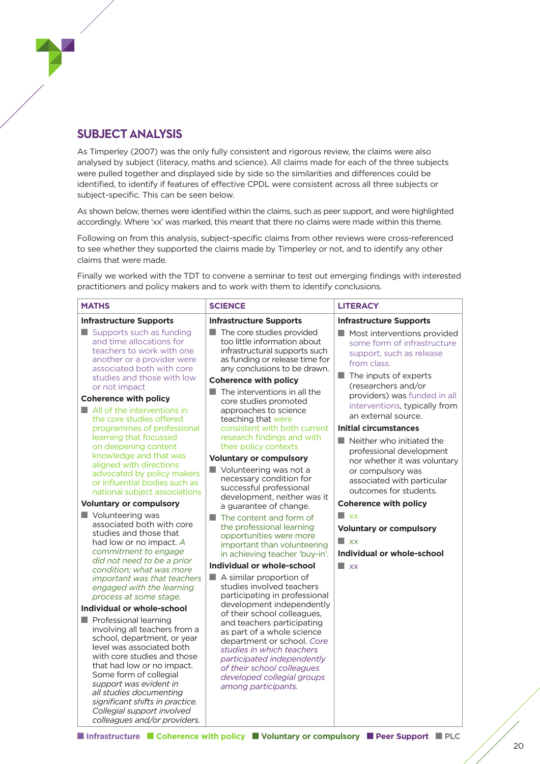## SUBJECT ANALYSIS

As Timperley (2007) was the only fully consistent and rigorous review, the claims were also analysed by subject (literacy, maths and science). All claims made for each of the three subjects were pulled together and displayed side by side so the similarities and differences could be identified, to identify if features of effective CPDL were consistent across all three subjects or subject-specific. This can be seen below.

As shown below, themes were identified within the claims, such as peer support, and were highlighted accordingly. Where 'xx' was marked, this meant that there no claims were made within this theme.

Following on from this analysis, subject-specific claims from other reviews were cross-referenced to see whether they supported the claims made by Timperley or not, and to identify any other claims that were made.

Finally we worked with the TDT to convene a seminar to test out emerging findings with interested practitioners and policy makers and to work with them to identify conclusions.

| MATHS | SCIENCE | LITERACY |
|---|---|---|
| **Infrastructure Supports**<br>■ Supports such as funding and time allocations for teachers to work with one another or a provider were associated both with core studies and those with low or not impact<br>**Coherence with policy**<br>■ All of the interventions in the core studies offered programmes of professional learning that focussed on deepening content knowledge and that was aligned with directions advocated by policy makers or influential bodies such as national subject associations<br>**Voluntary or compulsory**<br>■ Volunteering was associated both with core studies and those that had low or no impact. *A commitment to engage did not need to be a prior condition; what was more important was that teachers engaged with the learning process at some stage.*<br>**Individual or whole-school**<br>■ Professional learning involving all teachers from a school, department, or year level was associated both with core studies and those that had low or no impact. Some form of collegial *support was evident in all studies documenting significant shifts in practice. Collegial support involved colleagues and/or providers.* | **Infrastructure Supports**<br>■ The core studies provided too little information about infrastructural supports such as funding or release time for any conclusions to be drawn.<br>**Coherence with policy**<br>■ The interventions in all the core studies promoted approaches to science teaching that were consistent with both current research findings and with their policy contexts<br>**Voluntary or compulsory**<br>■ Volunteering was not a necessary condition for successful professional development, neither was it a guarantee of change.<br>■ The content and form of the professional learning opportunities were more important than volunteering in achieving teacher 'buy-in'.<br>**Individual or whole-school**<br>■ A similar proportion of studies involved teachers participating in professional development independently of their school colleagues, and teachers participating as part of a whole science department or school. *Core studies in which teachers participated independently of their school colleagues developed collegial groups among participants.* | **Infrastructure Supports**<br>■ Most interventions provided some form of infrastructure support, such as release from class.<br>■ The inputs of experts (researchers and/or providers) was funded in all interventions, typically from an external source.<br>**Initial circumstances**<br>■ Neither who initiated the professional development nor whether it was voluntary or compulsory was associated with particular outcomes for students.<br>**Coherence with policy**<br>■ xx<br>**Voluntary or compulsory**<br>■ xx<br>**Individual or whole-school**<br>■ xx |

■ Infrastructure ■ Coherence with policy ■ Voluntary or compulsory ■ Peer Support ■ PLC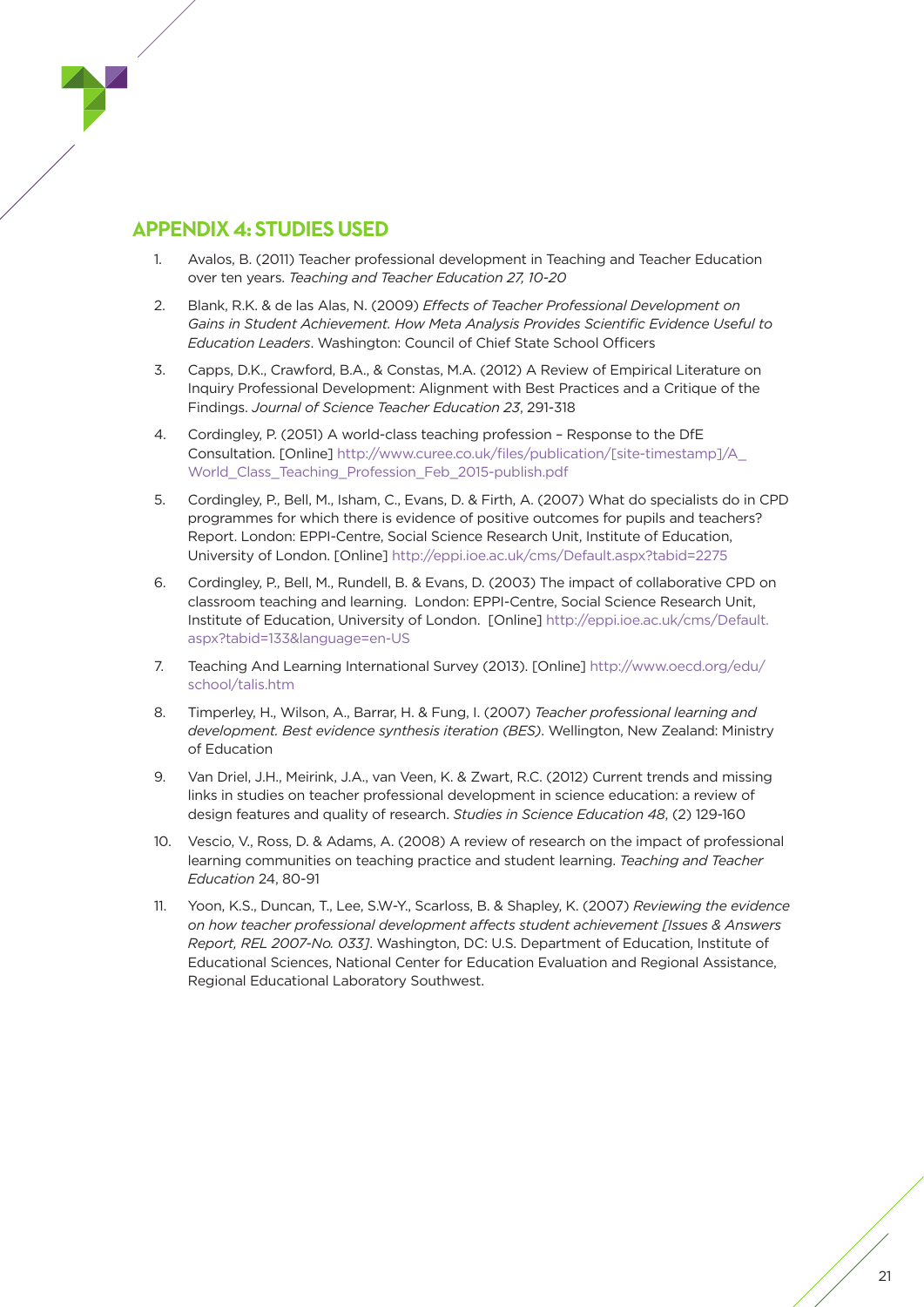## APPENDIX 4: STUDIES USED

1. Avalos, B. (2011) Teacher professional development in Teaching and Teacher Education over ten years. *Teaching and Teacher Education 27, 10-20*
2. Blank, R.K. & de las Alas, N. (2009) *Effects of Teacher Professional Development on Gains in Student Achievement. How Meta Analysis Provides Scientific Evidence Useful to Education Leaders*. Washington: Council of Chief State School Officers
3. Capps, D.K., Crawford, B.A., & Constas, M.A. (2012) A Review of Empirical Literature on Inquiry Professional Development: Alignment with Best Practices and a Critique of the Findings. *Journal of Science Teacher Education 23*, 291-318
4. Cordingley, P. (2051) A world-class teaching profession – Response to the DfE Consultation. [Online] http://www.curee.co.uk/files/publication/[site-timestamp]/A_World_Class_Teaching_Profession_Feb_2015-publish.pdf
5. Cordingley, P., Bell, M., Isham, C., Evans, D. & Firth, A. (2007) What do specialists do in CPD programmes for which there is evidence of positive outcomes for pupils and teachers? Report. London: EPPI-Centre, Social Science Research Unit, Institute of Education, University of London. [Online] http://eppi.ioe.ac.uk/cms/Default.aspx?tabid=2275
6. Cordingley, P., Bell, M., Rundell, B. & Evans, D. (2003) The impact of collaborative CPD on classroom teaching and learning. London: EPPI-Centre, Social Science Research Unit, Institute of Education, University of London. [Online] http://eppi.ioe.ac.uk/cms/Default.aspx?tabid=133&language=en-US
7. Teaching And Learning International Survey (2013). [Online] http://www.oecd.org/edu/school/talis.htm
8. Timperley, H., Wilson, A., Barrar, H. & Fung, I. (2007) *Teacher professional learning and development. Best evidence synthesis iteration (BES)*. Wellington, New Zealand: Ministry of Education
9. Van Driel, J.H., Meirink, J.A., van Veen, K. & Zwart, R.C. (2012) Current trends and missing links in studies on teacher professional development in science education: a review of design features and quality of research. *Studies in Science Education 48*, (2) 129-160
10. Vescio, V., Ross, D. & Adams, A. (2008) A review of research on the impact of professional learning communities on teaching practice and student learning. *Teaching and Teacher Education* 24, 80-91
11. Yoon, K.S., Duncan, T., Lee, S.W-Y., Scarloss, B. & Shapley, K. (2007) *Reviewing the evidence on how teacher professional development affects student achievement [Issues & Answers Report, REL 2007-No. 033]*. Washington, DC: U.S. Department of Education, Institute of Educational Sciences, National Center for Education Evaluation and Regional Assistance, Regional Educational Laboratory Southwest.